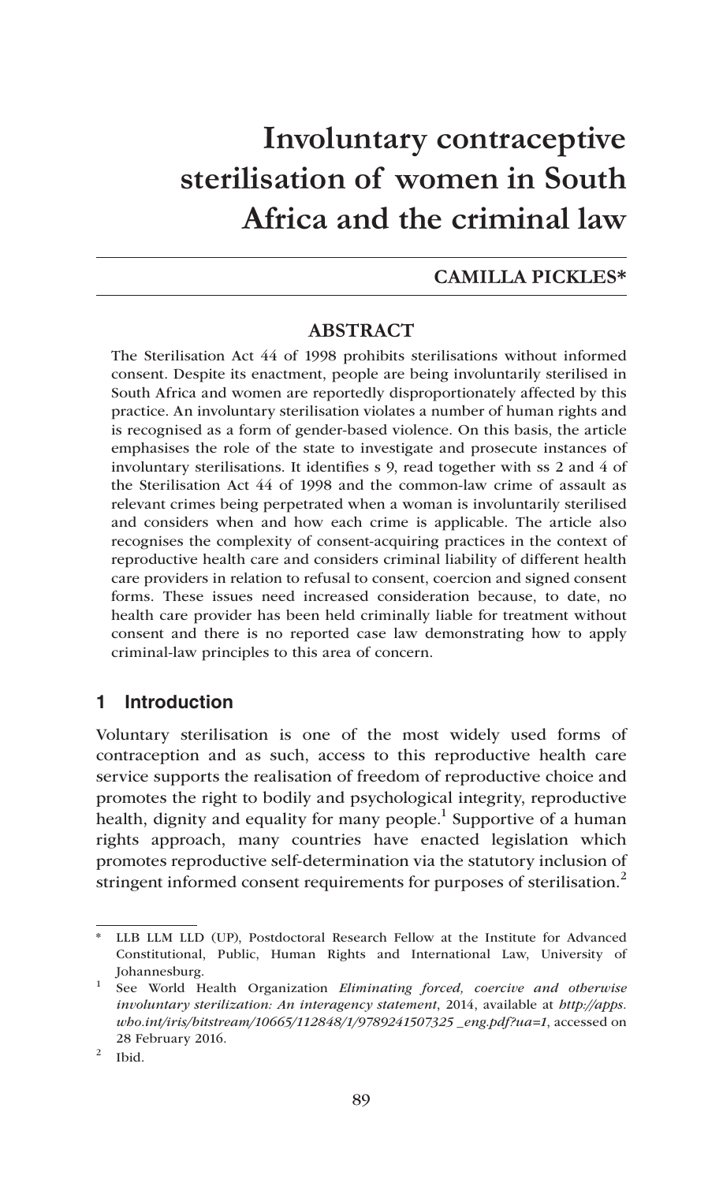# Involuntary contraceptive sterilisation of women in South Africa and the criminal law

**CAMILLA PICKLES***

## ABSTRACT

The Sterilisation Act 44 of 1998 prohibits sterilisations without informed consent. Despite its enactment, people are being involuntarily sterilised in South Africa and women are reportedly disproportionately affected by this practice. An involuntary sterilisation violates a number of human rights and is recognised as a form of gender-based violence. On this basis, the article emphasises the role of the state to investigate and prosecute instances of involuntary sterilisations. It identifies s 9, read together with ss 2 and 4 of the Sterilisation Act 44 of 1998 and the common-law crime of assault as relevant crimes being perpetrated when a woman is involuntarily sterilised and considers when and how each crime is applicable. The article also recognises the complexity of consent-acquiring practices in the context of reproductive health care and considers criminal liability of different health care providers in relation to refusal to consent, coercion and signed consent forms. These issues need increased consideration because, to date, no health care provider has been held criminally liable for treatment without consent and there is no reported case law demonstrating how to apply criminal-law principles to this area of concern.

## 1 Introduction

Voluntary sterilisation is one of the most widely used forms of contraception and as such, access to this reproductive health care service supports the realisation of freedom of reproductive choice and promotes the right to bodily and psychological integrity, reproductive health, dignity and equality for many people.[1] Supportive of a human rights approach, many countries have enacted legislation which promotes reproductive self-determination via the statutory inclusion of stringent informed consent requirements for purposes of sterilisation.[2]

---

\* LLB LLM LLD (UP), Postdoctoral Research Fellow at the Institute for Advanced Constitutional, Public, Human Rights and International Law, University of Johannesburg.

[1] See World Health Organization *Eliminating forced, coercive and otherwise involuntary sterilization: An interagency statement*, 2014, available at *http://apps.who.int/iris/bitstream/10665/112848/1/9789241507325 _eng.pdf?ua=1*, accessed on 28 February 2016.

[2] Ibid.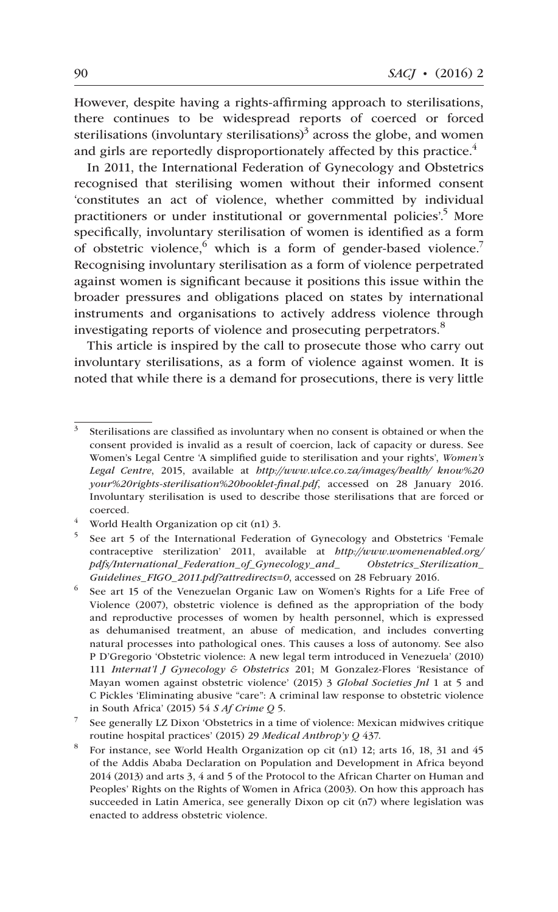However, despite having a rights-affirming approach to sterilisations, there continues to be widespread reports of coerced or forced sterilisations (involuntary sterilisations)[3] across the globe, and women and girls are reportedly disproportionately affected by this practice.[4]

In 2011, the International Federation of Gynecology and Obstetrics recognised that sterilising women without their informed consent 'constitutes an act of violence, whether committed by individual practitioners or under institutional or governmental policies'.[5] More specifically, involuntary sterilisation of women is identified as a form of obstetric violence,[6] which is a form of gender-based violence.[7] Recognising involuntary sterilisation as a form of violence perpetrated against women is significant because it positions this issue within the broader pressures and obligations placed on states by international instruments and organisations to actively address violence through investigating reports of violence and prosecuting perpetrators.[8]

This article is inspired by the call to prosecute those who carry out involuntary sterilisations, as a form of violence against women. It is noted that while there is a demand for prosecutions, there is very little

---

[3] Sterilisations are classified as involuntary when no consent is obtained or when the consent provided is invalid as a result of coercion, lack of capacity or duress. See Women's Legal Centre 'A simplified guide to sterilisation and your rights', *Women's Legal Centre*, 2015, available at *http://www.wlce.co.za/images/health/ know%20 your%20rights-sterilisation%20booklet-final.pdf*, accessed on 28 January 2016. Involuntary sterilisation is used to describe those sterilisations that are forced or coerced.

[4] World Health Organization op cit (n1) 3.

[5] See art 5 of the International Federation of Gynecology and Obstetrics 'Female contraceptive sterilization' 2011, available at *http://www.womenenabled.org/ pdfs/International_Federation_of_Gynecology_and_ Obstetrics_Sterilization_ Guidelines_FIGO_2011.pdf?attredirects=0*, accessed on 28 February 2016.

[6] See art 15 of the Venezuelan Organic Law on Women's Rights for a Life Free of Violence (2007), obstetric violence is defined as the appropriation of the body and reproductive processes of women by health personnel, which is expressed as dehumanised treatment, an abuse of medication, and includes converting natural processes into pathological ones. This causes a loss of autonomy. See also P D'Gregorio 'Obstetric violence: A new legal term introduced in Venezuela' (2010) 111 *Internat'l J Gynecology & Obstetrics* 201; M Gonzalez-Flores 'Resistance of Mayan women against obstetric violence' (2015) 3 *Global Societies Jnl* 1 at 5 and C Pickles 'Eliminating abusive "care": A criminal law response to obstetric violence in South Africa' (2015) 54 *S Af Crime Q* 5.

[7] See generally LZ Dixon 'Obstetrics in a time of violence: Mexican midwives critique routine hospital practices' (2015) 29 *Medical Anthrop'y Q* 437.

[8] For instance, see World Health Organization op cit (n1) 12; arts 16, 18, 31 and 45 of the Addis Ababa Declaration on Population and Development in Africa beyond 2014 (2013) and arts 3, 4 and 5 of the Protocol to the African Charter on Human and Peoples' Rights on the Rights of Women in Africa (2003). On how this approach has succeeded in Latin America, see generally Dixon op cit (n7) where legislation was enacted to address obstetric violence.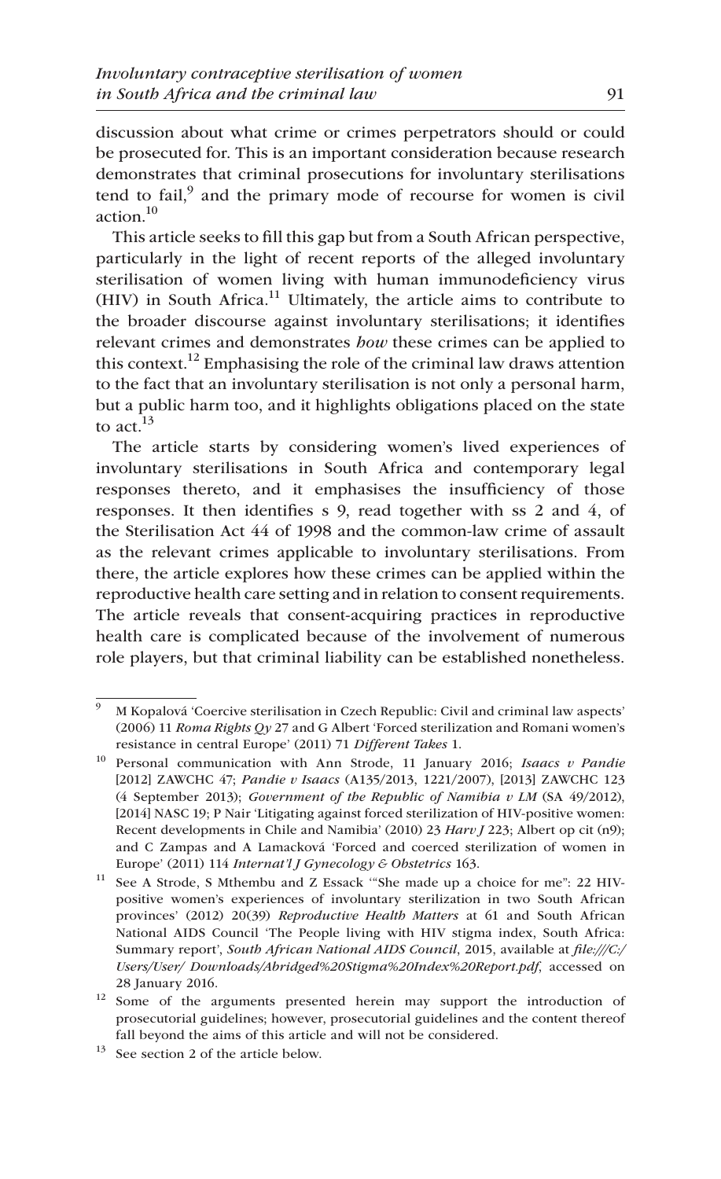discussion about what crime or crimes perpetrators should or could be prosecuted for. This is an important consideration because research demonstrates that criminal prosecutions for involuntary sterilisations tend to fail,[9] and the primary mode of recourse for women is civil action.[10]

This article seeks to fill this gap but from a South African perspective, particularly in the light of recent reports of the alleged involuntary sterilisation of women living with human immunodeficiency virus (HIV) in South Africa.[11] Ultimately, the article aims to contribute to the broader discourse against involuntary sterilisations; it identifies relevant crimes and demonstrates *how* these crimes can be applied to this context.[12] Emphasising the role of the criminal law draws attention to the fact that an involuntary sterilisation is not only a personal harm, but a public harm too, and it highlights obligations placed on the state to act.[13]

The article starts by considering women's lived experiences of involuntary sterilisations in South Africa and contemporary legal responses thereto, and it emphasises the insufficiency of those responses. It then identifies s 9, read together with ss 2 and 4, of the Sterilisation Act 44 of 1998 and the common-law crime of assault as the relevant crimes applicable to involuntary sterilisations. From there, the article explores how these crimes can be applied within the reproductive health care setting and in relation to consent requirements. The article reveals that consent-acquiring practices in reproductive health care is complicated because of the involvement of numerous role players, but that criminal liability can be established nonetheless.

---

[9] M Kopalová 'Coercive sterilisation in Czech Republic: Civil and criminal law aspects' (2006) 11 *Roma Rights Qy* 27 and G Albert 'Forced sterilization and Romani women's resistance in central Europe' (2011) 71 *Different Takes* 1.

[10] Personal communication with Ann Strode, 11 January 2016; *Isaacs v Pandie* [2012] ZAWCHC 47; *Pandie v Isaacs* (A135/2013, 1221/2007), [2013] ZAWCHC 123 (4 September 2013); *Government of the Republic of Namibia v LM* (SA 49/2012), [2014] NASC 19; P Nair 'Litigating against forced sterilization of HIV-positive women: Recent developments in Chile and Namibia' (2010) 23 *Harv J* 223; Albert op cit (n9); and C Zampas and A Lamacková 'Forced and coerced sterilization of women in Europe' (2011) 114 *Internat'l J Gynecology & Obstetrics* 163.

[11] See A Strode, S Mthembu and Z Essack '"She made up a choice for me": 22 HIV-positive women's experiences of involuntary sterilization in two South African provinces' (2012) 20(39) *Reproductive Health Matters* at 61 and South African National AIDS Council 'The People living with HIV stigma index, South Africa: Summary report', *South African National AIDS Council*, 2015, available at *file:///C:/Users/User/ Downloads/Abridged%20Stigma%20Index%20Report.pdf*, accessed on 28 January 2016.

[12] Some of the arguments presented herein may support the introduction of prosecutorial guidelines; however, prosecutorial guidelines and the content thereof fall beyond the aims of this article and will not be considered.

[13] See section 2 of the article below.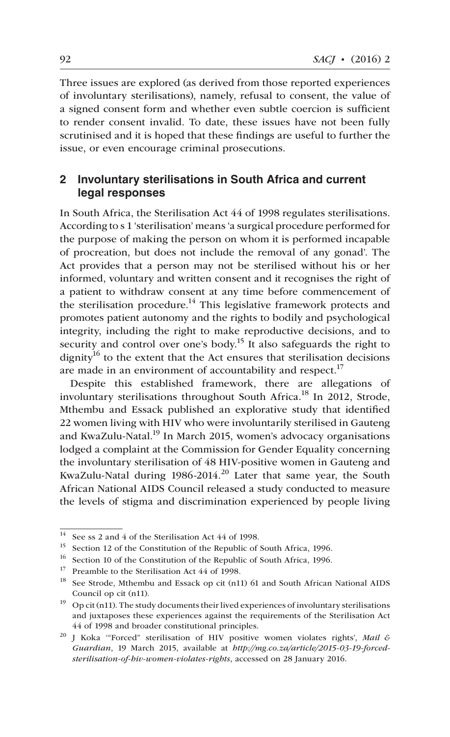Three issues are explored (as derived from those reported experiences of involuntary sterilisations), namely, refusal to consent, the value of a signed consent form and whether even subtle coercion is sufficient to render consent invalid. To date, these issues have not been fully scrutinised and it is hoped that these findings are useful to further the issue, or even encourage criminal prosecutions.

## 2 Involuntary sterilisations in South Africa and current legal responses

In South Africa, the Sterilisation Act 44 of 1998 regulates sterilisations. According to s 1 'sterilisation' means 'a surgical procedure performed for the purpose of making the person on whom it is performed incapable of procreation, but does not include the removal of any gonad'. The Act provides that a person may not be sterilised without his or her informed, voluntary and written consent and it recognises the right of a patient to withdraw consent at any time before commencement of the sterilisation procedure.[14] This legislative framework protects and promotes patient autonomy and the rights to bodily and psychological integrity, including the right to make reproductive decisions, and to security and control over one's body.[15] It also safeguards the right to dignity[16] to the extent that the Act ensures that sterilisation decisions are made in an environment of accountability and respect.[17]

Despite this established framework, there are allegations of involuntary sterilisations throughout South Africa.[18] In 2012, Strode, Mthembu and Essack published an explorative study that identified 22 women living with HIV who were involuntarily sterilised in Gauteng and KwaZulu-Natal.[19] In March 2015, women's advocacy organisations lodged a complaint at the Commission for Gender Equality concerning the involuntary sterilisation of 48 HIV-positive women in Gauteng and KwaZulu-Natal during 1986-2014.[20] Later that same year, the South African National AIDS Council released a study conducted to measure the levels of stigma and discrimination experienced by people living

---

14 See ss 2 and 4 of the Sterilisation Act 44 of 1998.

15 Section 12 of the Constitution of the Republic of South Africa, 1996.

16 Section 10 of the Constitution of the Republic of South Africa, 1996.

17 Preamble to the Sterilisation Act 44 of 1998.

18 See Strode, Mthembu and Essack op cit (n11) 61 and South African National AIDS Council op cit (n11).

19 Op cit (n11). The study documents their lived experiences of involuntary sterilisations and juxtaposes these experiences against the requirements of the Sterilisation Act 44 of 1998 and broader constitutional principles.

20 J Koka '"Forced" sterilisation of HIV positive women violates rights', *Mail & Guardian*, 19 March 2015, available at *http://mg.co.za/article/2015-03-19-forced-sterilisation-of-hiv-women-violates-rights*, accessed on 28 January 2016.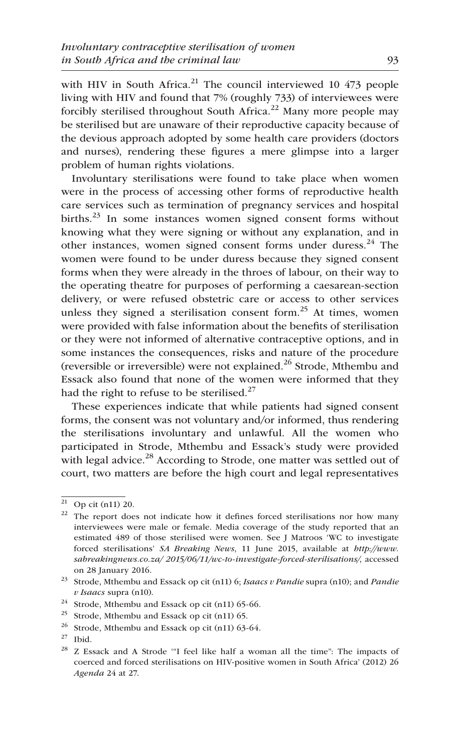with HIV in South Africa.[21] The council interviewed 10 473 people living with HIV and found that 7% (roughly 733) of interviewees were forcibly sterilised throughout South Africa.[22] Many more people may be sterilised but are unaware of their reproductive capacity because of the devious approach adopted by some health care providers (doctors and nurses), rendering these figures a mere glimpse into a larger problem of human rights violations.

Involuntary sterilisations were found to take place when women were in the process of accessing other forms of reproductive health care services such as termination of pregnancy services and hospital births.[23] In some instances women signed consent forms without knowing what they were signing or without any explanation, and in other instances, women signed consent forms under duress.[24] The women were found to be under duress because they signed consent forms when they were already in the throes of labour, on their way to the operating theatre for purposes of performing a caesarean-section delivery, or were refused obstetric care or access to other services unless they signed a sterilisation consent form.[25] At times, women were provided with false information about the benefits of sterilisation or they were not informed of alternative contraceptive options, and in some instances the consequences, risks and nature of the procedure (reversible or irreversible) were not explained.[26] Strode, Mthembu and Essack also found that none of the women were informed that they had the right to refuse to be sterilised.[27]

These experiences indicate that while patients had signed consent forms, the consent was not voluntary and/or informed, thus rendering the sterilisations involuntary and unlawful. All the women who participated in Strode, Mthembu and Essack's study were provided with legal advice.[28] According to Strode, one matter was settled out of court, two matters are before the high court and legal representatives

---

[21] Op cit (n11) 20.

[22] The report does not indicate how it defines forced sterilisations nor how many interviewees were male or female. Media coverage of the study reported that an estimated 489 of those sterilised were women. See J Matroos 'WC to investigate forced sterilisations' *SA Breaking News*, 11 June 2015, available at *http://www.sabreakingnews.co.za/ 2015/06/11/wc-to-investigate-forced-sterilisations/*, accessed on 28 January 2016.

[23] Strode, Mthembu and Essack op cit (n11) 6; *Isaacs v Pandie* supra (n10); and *Pandie v Isaacs* supra (n10).

[24] Strode, Mthembu and Essack op cit (n11) 65-66.

[25] Strode, Mthembu and Essack op cit (n11) 65.

[26] Strode, Mthembu and Essack op cit (n11) 63-64.

[27] Ibid.

[28] Z Essack and A Strode '"I feel like half a woman all the time": The impacts of coerced and forced sterilisations on HIV-positive women in South Africa' (2012) 26 *Agenda* 24 at 27.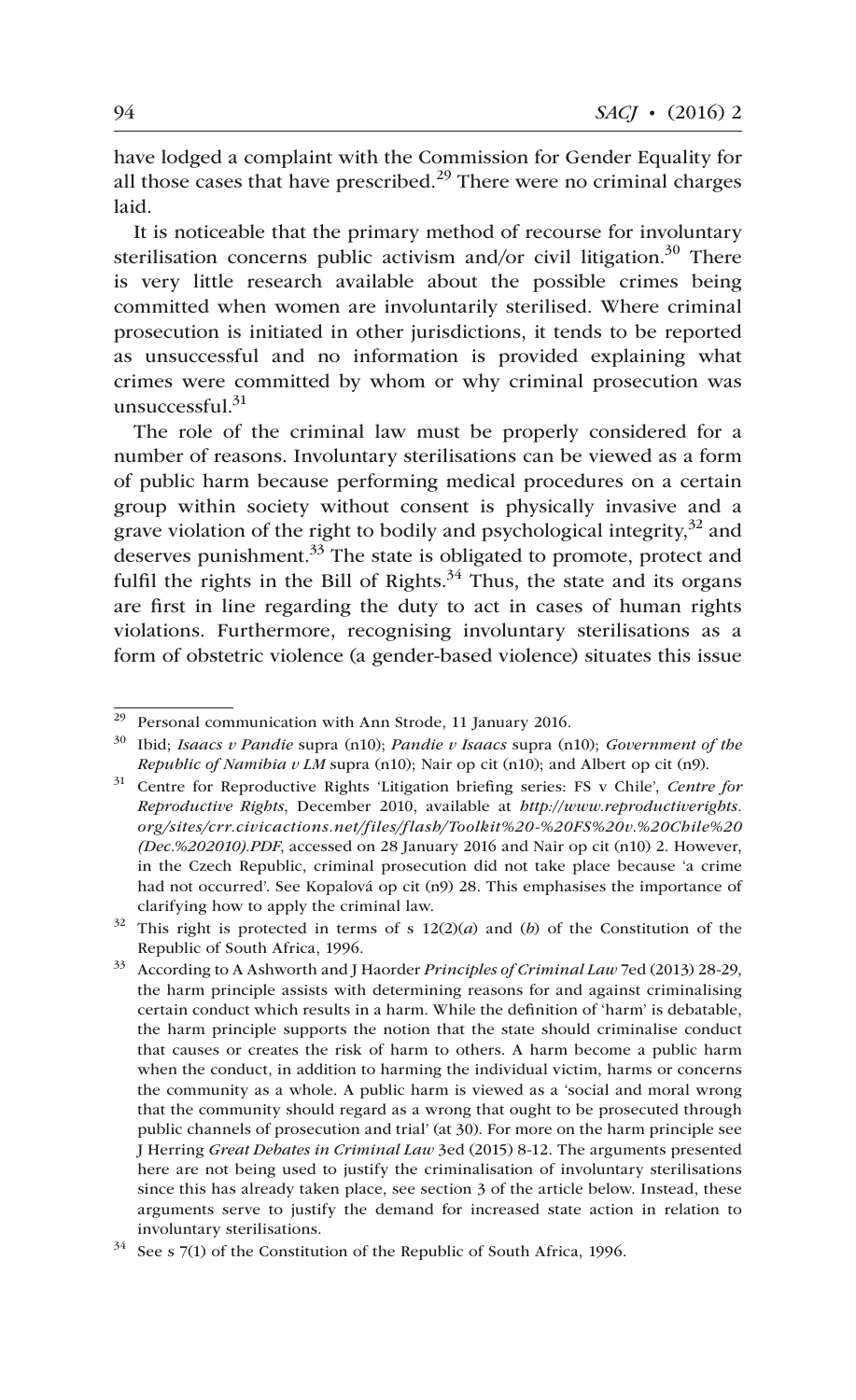have lodged a complaint with the Commission for Gender Equality for all those cases that have prescribed.[29] There were no criminal charges laid.

It is noticeable that the primary method of recourse for involuntary sterilisation concerns public activism and/or civil litigation.[30] There is very little research available about the possible crimes being committed when women are involuntarily sterilised. Where criminal prosecution is initiated in other jurisdictions, it tends to be reported as unsuccessful and no information is provided explaining what crimes were committed by whom or why criminal prosecution was unsuccessful.[31]

The role of the criminal law must be properly considered for a number of reasons. Involuntary sterilisations can be viewed as a form of public harm because performing medical procedures on a certain group within society without consent is physically invasive and a grave violation of the right to bodily and psychological integrity,[32] and deserves punishment.[33] The state is obligated to promote, protect and fulfil the rights in the Bill of Rights.[34] Thus, the state and its organs are first in line regarding the duty to act in cases of human rights violations. Furthermore, recognising involuntary sterilisations as a form of obstetric violence (a gender-based violence) situates this issue

---

[29] Personal communication with Ann Strode, 11 January 2016.

[30] Ibid; *Isaacs v Pandie* supra (n10); *Pandie v Isaacs* supra (n10); *Government of the Republic of Namibia v LM* supra (n10); Nair op cit (n10); and Albert op cit (n9).

[31] Centre for Reproductive Rights 'Litigation briefing series: FS v Chile', *Centre for Reproductive Rights*, December 2010, available at *http://www.reproductiverights.org/sites/crr.civicactions.net/files/flash/Toolkit%20-%20FS%20v.%20Chile%20(Dec.%202010).PDF*, accessed on 28 January 2016 and Nair op cit (n10) 2. However, in the Czech Republic, criminal prosecution did not take place because 'a crime had not occurred'. See Kopalová op cit (n9) 28. This emphasises the importance of clarifying how to apply the criminal law.

[32] This right is protected in terms of s 12(2)(*a*) and (*b*) of the Constitution of the Republic of South Africa, 1996.

[33] According to A Ashworth and J Haorder *Principles of Criminal Law* 7ed (2013) 28-29, the harm principle assists with determining reasons for and against criminalising certain conduct which results in a harm. While the definition of 'harm' is debatable, the harm principle supports the notion that the state should criminalise conduct that causes or creates the risk of harm to others. A harm become a public harm when the conduct, in addition to harming the individual victim, harms or concerns the community as a whole. A public harm is viewed as a 'social and moral wrong that the community should regard as a wrong that ought to be prosecuted through public channels of prosecution and trial' (at 30). For more on the harm principle see J Herring *Great Debates in Criminal Law* 3ed (2015) 8-12. The arguments presented here are not being used to justify the criminalisation of involuntary sterilisations since this has already taken place, see section 3 of the article below. Instead, these arguments serve to justify the demand for increased state action in relation to involuntary sterilisations.

[34] See s 7(1) of the Constitution of the Republic of South Africa, 1996.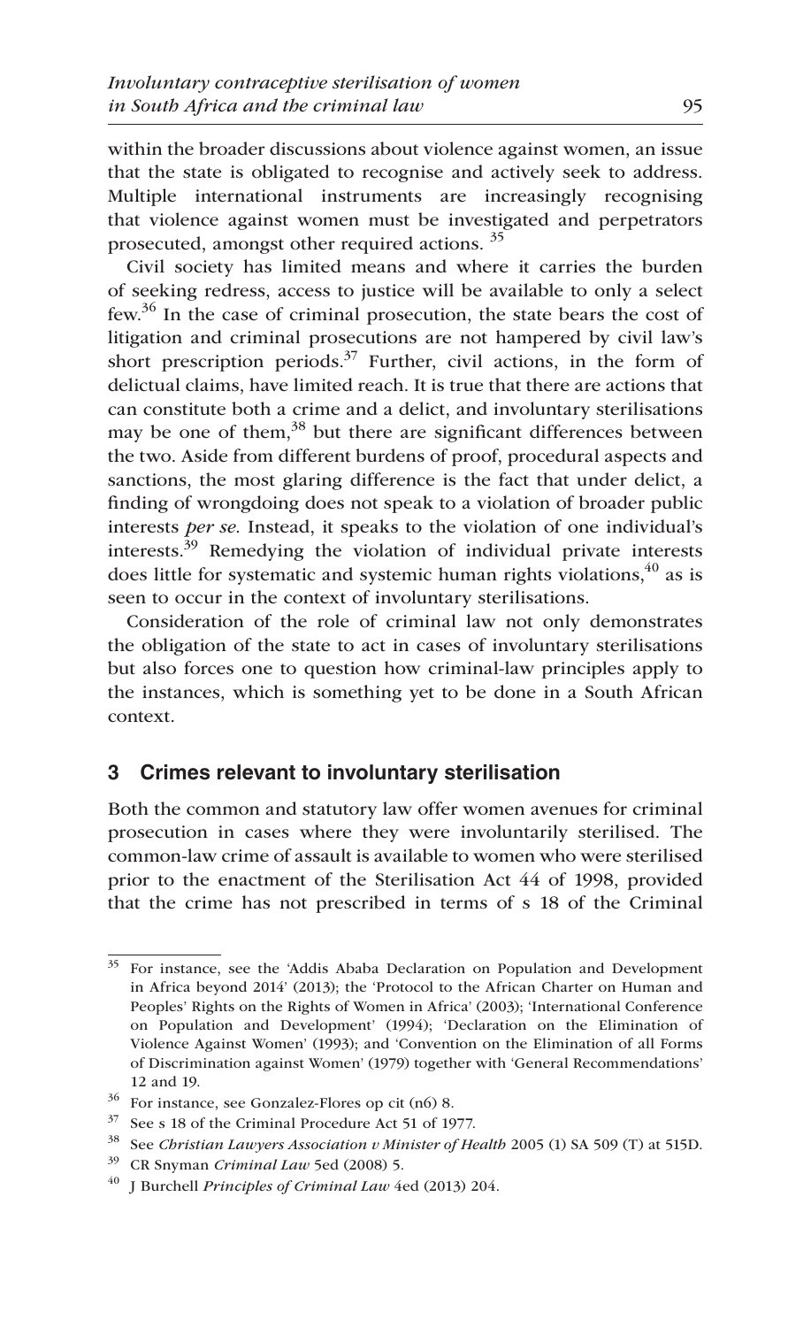within the broader discussions about violence against women, an issue that the state is obligated to recognise and actively seek to address. Multiple international instruments are increasingly recognising that violence against women must be investigated and perpetrators prosecuted, amongst other required actions. [35]

Civil society has limited means and where it carries the burden of seeking redress, access to justice will be available to only a select few.[36] In the case of criminal prosecution, the state bears the cost of litigation and criminal prosecutions are not hampered by civil law's short prescription periods.[37] Further, civil actions, in the form of delictual claims, have limited reach. It is true that there are actions that can constitute both a crime and a delict, and involuntary sterilisations may be one of them,[38] but there are significant differences between the two. Aside from different burdens of proof, procedural aspects and sanctions, the most glaring difference is the fact that under delict, a finding of wrongdoing does not speak to a violation of broader public interests *per se*. Instead, it speaks to the violation of one individual's interests.[39] Remedying the violation of individual private interests does little for systematic and systemic human rights violations,[40] as is seen to occur in the context of involuntary sterilisations.

Consideration of the role of criminal law not only demonstrates the obligation of the state to act in cases of involuntary sterilisations but also forces one to question how criminal-law principles apply to the instances, which is something yet to be done in a South African context.

## 3 Crimes relevant to involuntary sterilisation

Both the common and statutory law offer women avenues for criminal prosecution in cases where they were involuntarily sterilised. The common-law crime of assault is available to women who were sterilised prior to the enactment of the Sterilisation Act 44 of 1998, provided that the crime has not prescribed in terms of s 18 of the Criminal

---

[35] For instance, see the 'Addis Ababa Declaration on Population and Development in Africa beyond 2014' (2013); the 'Protocol to the African Charter on Human and Peoples' Rights on the Rights of Women in Africa' (2003); 'International Conference on Population and Development' (1994); 'Declaration on the Elimination of Violence Against Women' (1993); and 'Convention on the Elimination of all Forms of Discrimination against Women' (1979) together with 'General Recommendations' 12 and 19.

[36] For instance, see Gonzalez-Flores op cit (n6) 8.

[37] See s 18 of the Criminal Procedure Act 51 of 1977.

[38] See *Christian Lawyers Association v Minister of Health* 2005 (1) SA 509 (T) at 515D.

[39] CR Snyman *Criminal Law* 5ed (2008) 5.

[40] J Burchell *Principles of Criminal Law* 4ed (2013) 204.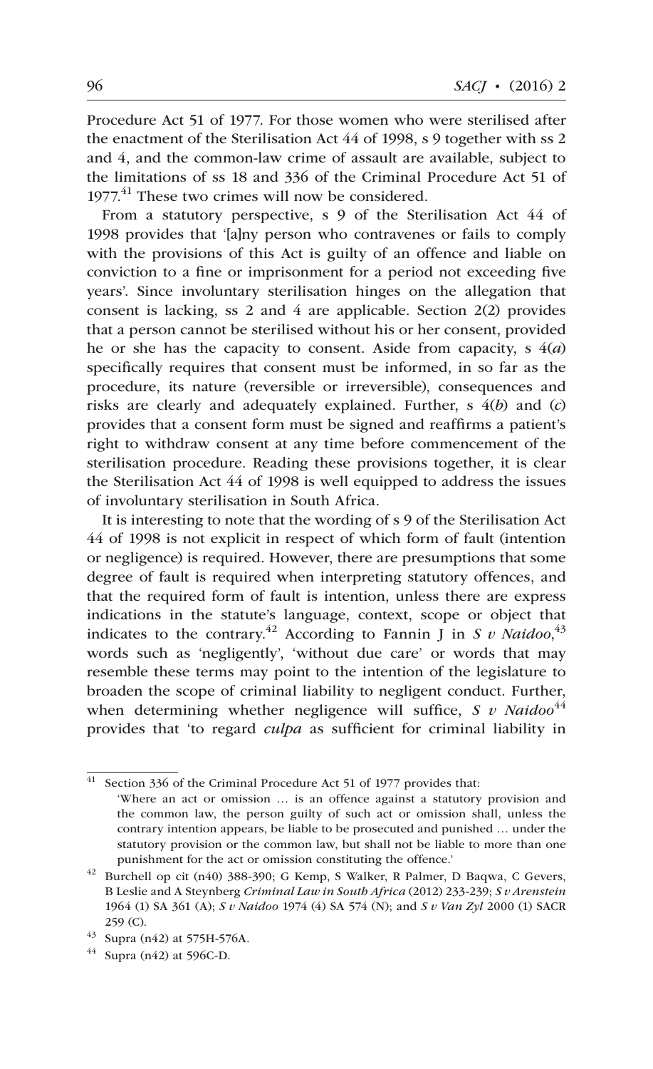Procedure Act 51 of 1977. For those women who were sterilised after the enactment of the Sterilisation Act 44 of 1998, s 9 together with ss 2 and 4, and the common-law crime of assault are available, subject to the limitations of ss 18 and 336 of the Criminal Procedure Act 51 of 1977.[41] These two crimes will now be considered.

From a statutory perspective, s 9 of the Sterilisation Act 44 of 1998 provides that '[a]ny person who contravenes or fails to comply with the provisions of this Act is guilty of an offence and liable on conviction to a fine or imprisonment for a period not exceeding five years'. Since involuntary sterilisation hinges on the allegation that consent is lacking, ss 2 and 4 are applicable. Section 2(2) provides that a person cannot be sterilised without his or her consent, provided he or she has the capacity to consent. Aside from capacity, s 4(*a*) specifically requires that consent must be informed, in so far as the procedure, its nature (reversible or irreversible), consequences and risks are clearly and adequately explained. Further, s 4(*b*) and (*c*) provides that a consent form must be signed and reaffirms a patient's right to withdraw consent at any time before commencement of the sterilisation procedure. Reading these provisions together, it is clear the Sterilisation Act 44 of 1998 is well equipped to address the issues of involuntary sterilisation in South Africa.

It is interesting to note that the wording of s 9 of the Sterilisation Act 44 of 1998 is not explicit in respect of which form of fault (intention or negligence) is required. However, there are presumptions that some degree of fault is required when interpreting statutory offences, and that the required form of fault is intention, unless there are express indications in the statute's language, context, scope or object that indicates to the contrary.[42] According to Fannin J in *S v Naidoo*,[43] words such as 'negligently', 'without due care' or words that may resemble these terms may point to the intention of the legislature to broaden the scope of criminal liability to negligent conduct. Further, when determining whether negligence will suffice, *S v Naidoo*[44] provides that 'to regard *culpa* as sufficient for criminal liability in

---

[41] Section 336 of the Criminal Procedure Act 51 of 1977 provides that:

> 'Where an act or omission … is an offence against a statutory provision and the common law, the person guilty of such act or omission shall, unless the contrary intention appears, be liable to be prosecuted and punished … under the statutory provision or the common law, but shall not be liable to more than one punishment for the act or omission constituting the offence.'

[42] Burchell op cit (n40) 388-390; G Kemp, S Walker, R Palmer, D Baqwa, C Gevers, B Leslie and A Steynberg *Criminal Law in South Africa* (2012) 233-239; *S v Arenstein* 1964 (1) SA 361 (A); *S v Naidoo* 1974 (4) SA 574 (N); and *S v Van Zyl* 2000 (1) SACR 259 (C).

[43] Supra (n42) at 575H-576A.

[44] Supra (n42) at 596C-D.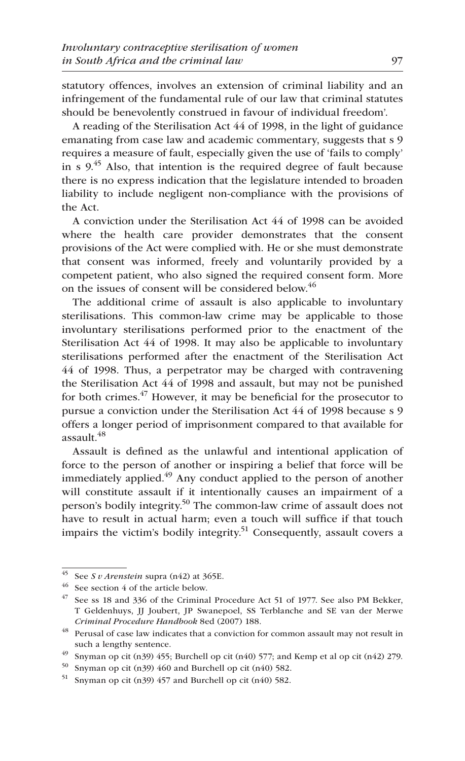statutory offences, involves an extension of criminal liability and an infringement of the fundamental rule of our law that criminal statutes should be benevolently construed in favour of individual freedom'.

A reading of the Sterilisation Act 44 of 1998, in the light of guidance emanating from case law and academic commentary, suggests that s 9 requires a measure of fault, especially given the use of 'fails to comply' in s 9.[45] Also, that intention is the required degree of fault because there is no express indication that the legislature intended to broaden liability to include negligent non-compliance with the provisions of the Act.

A conviction under the Sterilisation Act 44 of 1998 can be avoided where the health care provider demonstrates that the consent provisions of the Act were complied with. He or she must demonstrate that consent was informed, freely and voluntarily provided by a competent patient, who also signed the required consent form. More on the issues of consent will be considered below.[46]

The additional crime of assault is also applicable to involuntary sterilisations. This common-law crime may be applicable to those involuntary sterilisations performed prior to the enactment of the Sterilisation Act 44 of 1998. It may also be applicable to involuntary sterilisations performed after the enactment of the Sterilisation Act 44 of 1998. Thus, a perpetrator may be charged with contravening the Sterilisation Act 44 of 1998 and assault, but may not be punished for both crimes.[47] However, it may be beneficial for the prosecutor to pursue a conviction under the Sterilisation Act 44 of 1998 because s 9 offers a longer period of imprisonment compared to that available for assault.[48]

Assault is defined as the unlawful and intentional application of force to the person of another or inspiring a belief that force will be immediately applied.[49] Any conduct applied to the person of another will constitute assault if it intentionally causes an impairment of a person's bodily integrity.[50] The common-law crime of assault does not have to result in actual harm; even a touch will suffice if that touch impairs the victim's bodily integrity.[51] Consequently, assault covers a

---

[45] See *S v Arenstein* supra (n42) at 365E.

[46] See section 4 of the article below.

[47] See ss 18 and 336 of the Criminal Procedure Act 51 of 1977. See also PM Bekker, T Geldenhuys, JJ Joubert, JP Swanepoel, SS Terblanche and SE van der Merwe *Criminal Procedure Handbook* 8ed (2007) 188.

[48] Perusal of case law indicates that a conviction for common assault may not result in such a lengthy sentence.

[49] Snyman op cit (n39) 455; Burchell op cit (n40) 577; and Kemp et al op cit (n42) 279.

[50] Snyman op cit (n39) 460 and Burchell op cit (n40) 582.

[51] Snyman op cit (n39) 457 and Burchell op cit (n40) 582.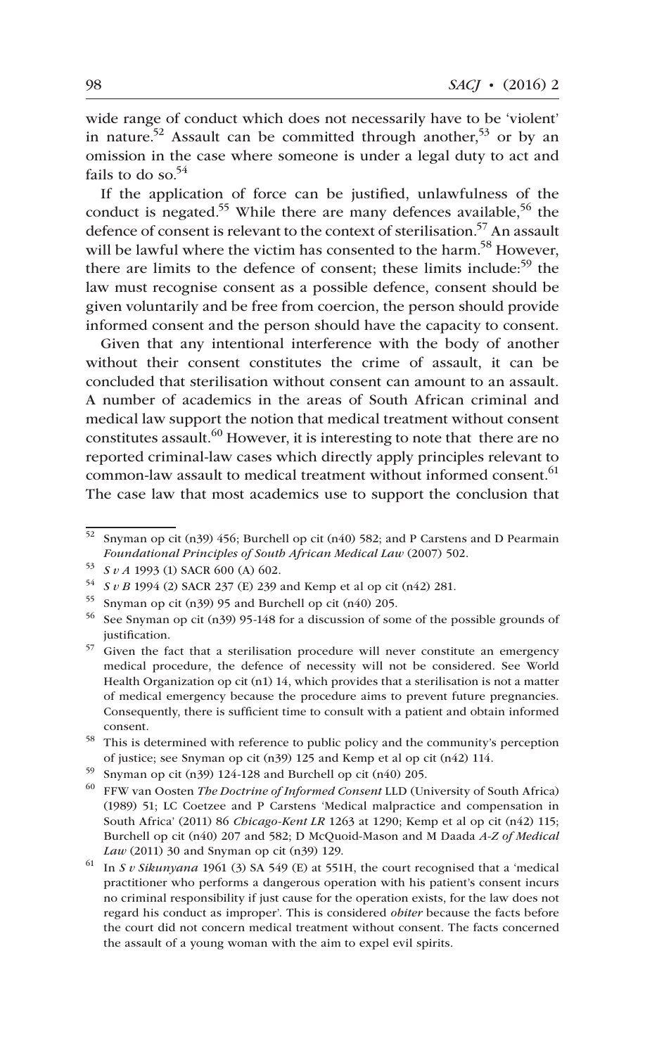wide range of conduct which does not necessarily have to be 'violent' in nature.[52] Assault can be committed through another,[53] or by an omission in the case where someone is under a legal duty to act and fails to do so.[54]

If the application of force can be justified, unlawfulness of the conduct is negated.[55] While there are many defences available,[56] the defence of consent is relevant to the context of sterilisation.[57] An assault will be lawful where the victim has consented to the harm.[58] However, there are limits to the defence of consent; these limits include:[59] the law must recognise consent as a possible defence, consent should be given voluntarily and be free from coercion, the person should provide informed consent and the person should have the capacity to consent.

Given that any intentional interference with the body of another without their consent constitutes the crime of assault, it can be concluded that sterilisation without consent can amount to an assault. A number of academics in the areas of South African criminal and medical law support the notion that medical treatment without consent constitutes assault.[60] However, it is interesting to note that there are no reported criminal-law cases which directly apply principles relevant to common-law assault to medical treatment without informed consent.[61] The case law that most academics use to support the conclusion that

---

52 Snyman op cit (n39) 456; Burchell op cit (n40) 582; and P Carstens and D Pearmain *Foundational Principles of South African Medical Law* (2007) 502.

53 *S v A* 1993 (1) SACR 600 (A) 602.

54 *S v B* 1994 (2) SACR 237 (E) 239 and Kemp et al op cit (n42) 281.

55 Snyman op cit (n39) 95 and Burchell op cit (n40) 205.

56 See Snyman op cit (n39) 95-148 for a discussion of some of the possible grounds of justification.

57 Given the fact that a sterilisation procedure will never constitute an emergency medical procedure, the defence of necessity will not be considered. See World Health Organization op cit (n1) 14, which provides that a sterilisation is not a matter of medical emergency because the procedure aims to prevent future pregnancies. Consequently, there is sufficient time to consult with a patient and obtain informed consent.

58 This is determined with reference to public policy and the community's perception of justice; see Snyman op cit (n39) 125 and Kemp et al op cit (n42) 114.

59 Snyman op cit (n39) 124-128 and Burchell op cit (n40) 205.

60 FFW van Oosten *The Doctrine of Informed Consent* LLD (University of South Africa) (1989) 51; LC Coetzee and P Carstens 'Medical malpractice and compensation in South Africa' (2011) 86 *Chicago-Kent LR* 1263 at 1290; Kemp et al op cit (n42) 115; Burchell op cit (n40) 207 and 582; D McQuoid-Mason and M Daada *A-Z of Medical Law* (2011) 30 and Snyman op cit (n39) 129.

61 In *S v Sikunyana* 1961 (3) SA 549 (E) at 551H, the court recognised that a 'medical practitioner who performs a dangerous operation with his patient's consent incurs no criminal responsibility if just cause for the operation exists, for the law does not regard his conduct as improper'. This is considered *obiter* because the facts before the court did not concern medical treatment without consent. The facts concerned the assault of a young woman with the aim to expel evil spirits.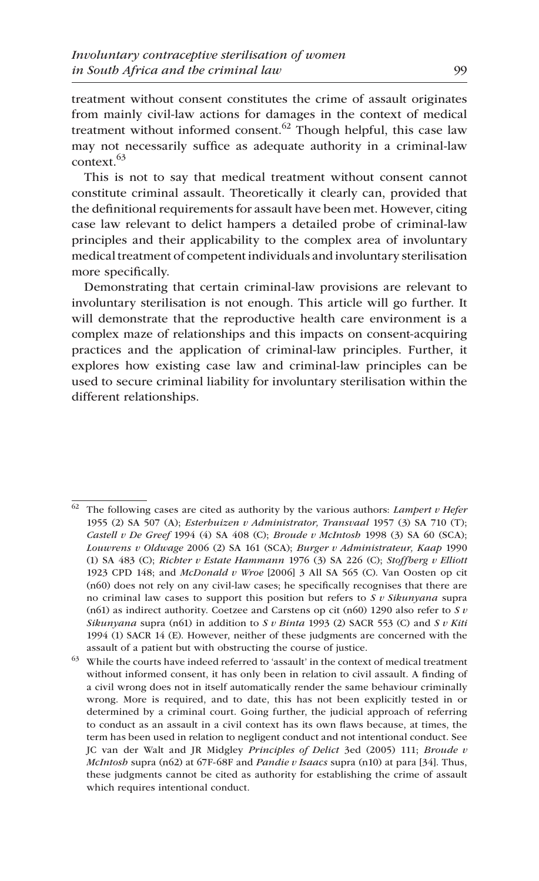treatment without consent constitutes the crime of assault originates from mainly civil-law actions for damages in the context of medical treatment without informed consent.[62] Though helpful, this case law may not necessarily suffice as adequate authority in a criminal-law context.[63]

This is not to say that medical treatment without consent cannot constitute criminal assault. Theoretically it clearly can, provided that the definitional requirements for assault have been met. However, citing case law relevant to delict hampers a detailed probe of criminal-law principles and their applicability to the complex area of involuntary medical treatment of competent individuals and involuntary sterilisation more specifically.

Demonstrating that certain criminal-law provisions are relevant to involuntary sterilisation is not enough. This article will go further. It will demonstrate that the reproductive health care environment is a complex maze of relationships and this impacts on consent-acquiring practices and the application of criminal-law principles. Further, it explores how existing case law and criminal-law principles can be used to secure criminal liability for involuntary sterilisation within the different relationships.

---

[62] The following cases are cited as authority by the various authors: *Lampert v Hefer* 1955 (2) SA 507 (A); *Esterhuizen v Administrator, Transvaal* 1957 (3) SA 710 (T); *Castell v De Greef* 1994 (4) SA 408 (C); *Broude v McIntosh* 1998 (3) SA 60 (SCA); *Louwrens v Oldwage* 2006 (2) SA 161 (SCA); *Burger v Administrateur, Kaap* 1990 (1) SA 483 (C); *Richter v Estate Hammann* 1976 (3) SA 226 (C); *Stoffberg v Elliott* 1923 CPD 148; and *McDonald v Wroe* [2006] 3 All SA 565 (C). Van Oosten op cit (n60) does not rely on any civil-law cases; he specifically recognises that there are no criminal law cases to support this position but refers to *S v Sikunyana* supra (n61) as indirect authority. Coetzee and Carstens op cit (n60) 1290 also refer to *S v Sikunyana* supra (n61) in addition to *S v Binta* 1993 (2) SACR 553 (C) and *S v Kiti* 1994 (1) SACR 14 (E). However, neither of these judgments are concerned with the assault of a patient but with obstructing the course of justice.

[63] While the courts have indeed referred to 'assault' in the context of medical treatment without informed consent, it has only been in relation to civil assault. A finding of a civil wrong does not in itself automatically render the same behaviour criminally wrong. More is required, and to date, this has not been explicitly tested in or determined by a criminal court. Going further, the judicial approach of referring to conduct as an assault in a civil context has its own flaws because, at times, the term has been used in relation to negligent conduct and not intentional conduct. See JC van der Walt and JR Midgley *Principles of Delict* 3ed (2005) 111; *Broude v McIntosh* supra (n62) at 67F-68F and *Pandie v Isaacs* supra (n10) at para [34]. Thus, these judgments cannot be cited as authority for establishing the crime of assault which requires intentional conduct.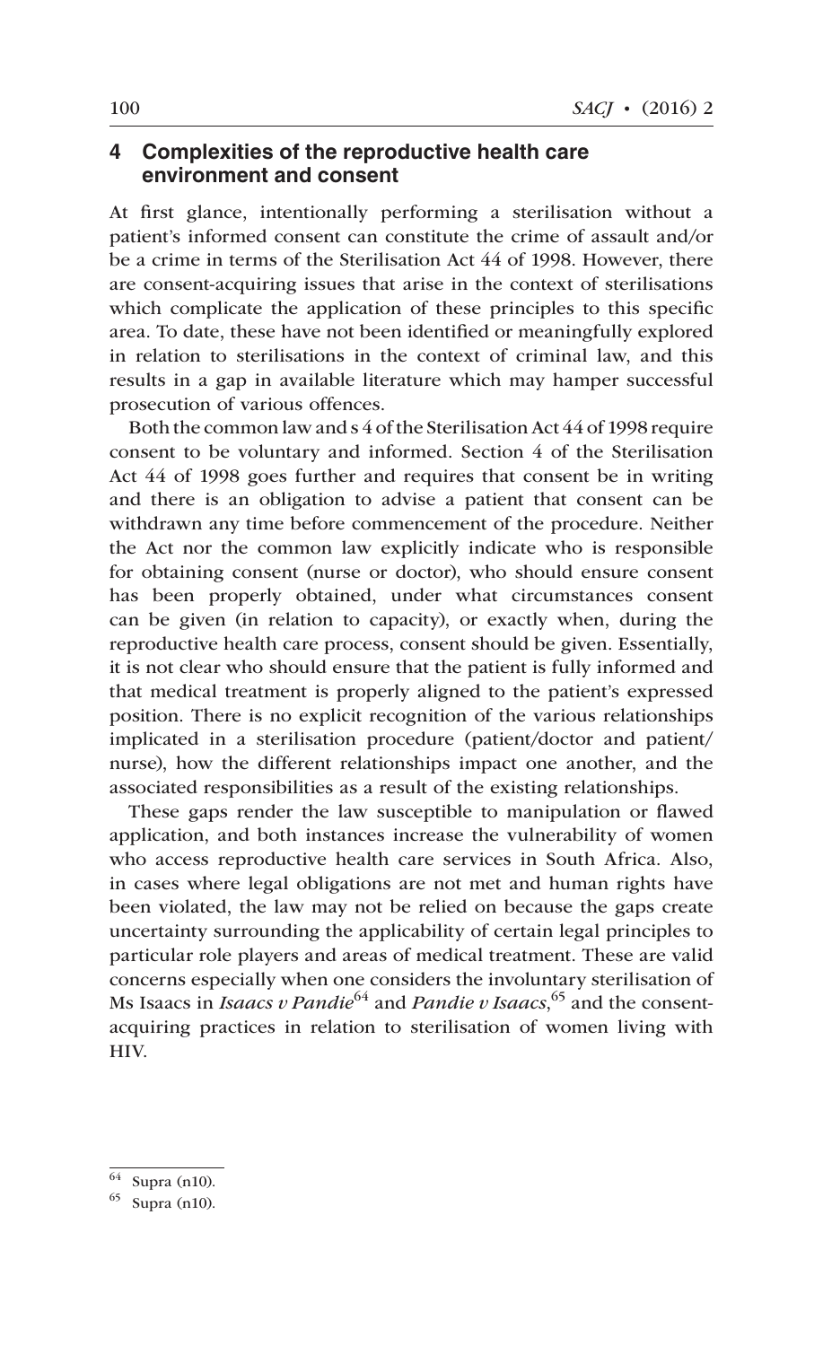## 4 Complexities of the reproductive health care environment and consent

At first glance, intentionally performing a sterilisation without a patient's informed consent can constitute the crime of assault and/or be a crime in terms of the Sterilisation Act 44 of 1998. However, there are consent-acquiring issues that arise in the context of sterilisations which complicate the application of these principles to this specific area. To date, these have not been identified or meaningfully explored in relation to sterilisations in the context of criminal law, and this results in a gap in available literature which may hamper successful prosecution of various offences.

Both the common law and s 4 of the Sterilisation Act 44 of 1998 require consent to be voluntary and informed. Section 4 of the Sterilisation Act 44 of 1998 goes further and requires that consent be in writing and there is an obligation to advise a patient that consent can be withdrawn any time before commencement of the procedure. Neither the Act nor the common law explicitly indicate who is responsible for obtaining consent (nurse or doctor), who should ensure consent has been properly obtained, under what circumstances consent can be given (in relation to capacity), or exactly when, during the reproductive health care process, consent should be given. Essentially, it is not clear who should ensure that the patient is fully informed and that medical treatment is properly aligned to the patient's expressed position. There is no explicit recognition of the various relationships implicated in a sterilisation procedure (patient/doctor and patient/nurse), how the different relationships impact one another, and the associated responsibilities as a result of the existing relationships.

These gaps render the law susceptible to manipulation or flawed application, and both instances increase the vulnerability of women who access reproductive health care services in South Africa. Also, in cases where legal obligations are not met and human rights have been violated, the law may not be relied on because the gaps create uncertainty surrounding the applicability of certain legal principles to particular role players and areas of medical treatment. These are valid concerns especially when one considers the involuntary sterilisation of Ms Isaacs in *Isaacs v Pandie*[64] and *Pandie v Isaacs*,[65] and the consent-acquiring practices in relation to sterilisation of women living with HIV.

---

[64] Supra (n10).

[65] Supra (n10).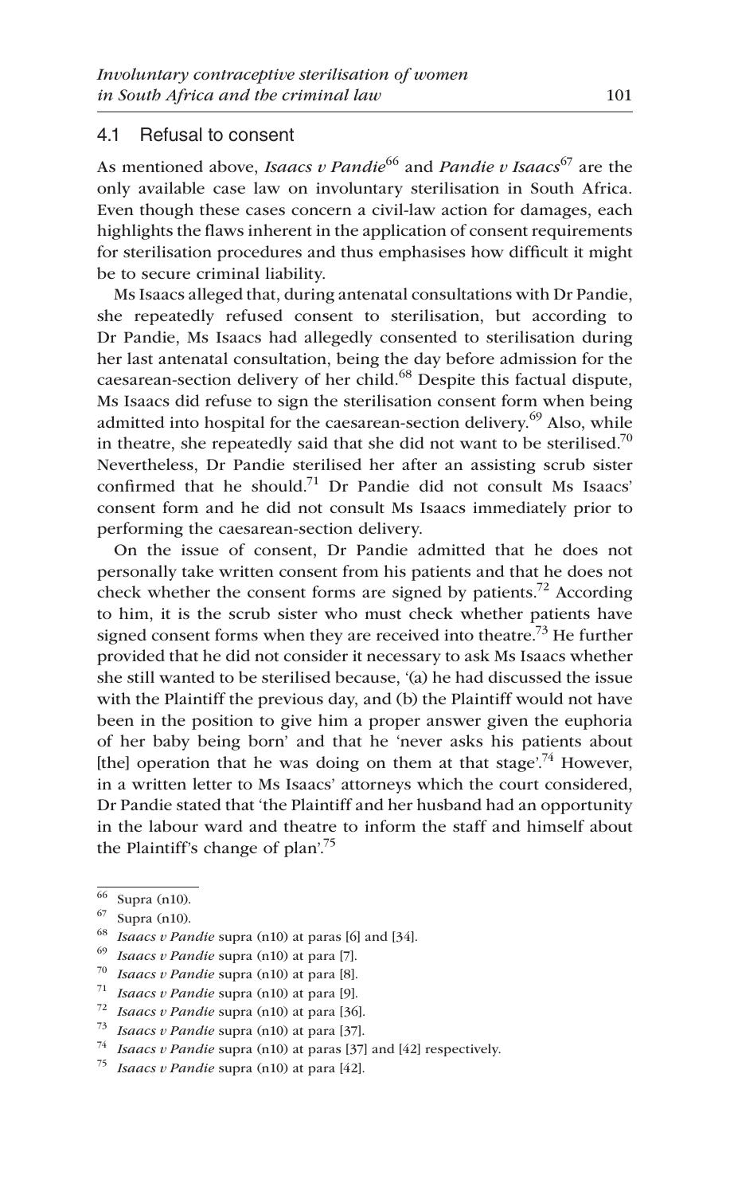### 4.1 Refusal to consent

As mentioned above, *Isaacs v Pandie*[66] and *Pandie v Isaacs*[67] are the only available case law on involuntary sterilisation in South Africa. Even though these cases concern a civil-law action for damages, each highlights the flaws inherent in the application of consent requirements for sterilisation procedures and thus emphasises how difficult it might be to secure criminal liability.

Ms Isaacs alleged that, during antenatal consultations with Dr Pandie, she repeatedly refused consent to sterilisation, but according to Dr Pandie, Ms Isaacs had allegedly consented to sterilisation during her last antenatal consultation, being the day before admission for the caesarean-section delivery of her child.[68] Despite this factual dispute, Ms Isaacs did refuse to sign the sterilisation consent form when being admitted into hospital for the caesarean-section delivery.[69] Also, while in theatre, she repeatedly said that she did not want to be sterilised.[70] Nevertheless, Dr Pandie sterilised her after an assisting scrub sister confirmed that he should.[71] Dr Pandie did not consult Ms Isaacs' consent form and he did not consult Ms Isaacs immediately prior to performing the caesarean-section delivery.

On the issue of consent, Dr Pandie admitted that he does not personally take written consent from his patients and that he does not check whether the consent forms are signed by patients.[72] According to him, it is the scrub sister who must check whether patients have signed consent forms when they are received into theatre.[73] He further provided that he did not consider it necessary to ask Ms Isaacs whether she still wanted to be sterilised because, '(a) he had discussed the issue with the Plaintiff the previous day, and (b) the Plaintiff would not have been in the position to give him a proper answer given the euphoria of her baby being born' and that he 'never asks his patients about [the] operation that he was doing on them at that stage'.[74] However, in a written letter to Ms Isaacs' attorneys which the court considered, Dr Pandie stated that 'the Plaintiff and her husband had an opportunity in the labour ward and theatre to inform the staff and himself about the Plaintiff's change of plan'.[75]

---

[66] Supra (n10).

[67] Supra (n10).

[68] *Isaacs v Pandie* supra (n10) at paras [6] and [34].

[69] *Isaacs v Pandie* supra (n10) at para [7].

[70] *Isaacs v Pandie* supra (n10) at para [8].

[71] *Isaacs v Pandie* supra (n10) at para [9].

[72] *Isaacs v Pandie* supra (n10) at para [36].

[73] *Isaacs v Pandie* supra (n10) at para [37].

[74] *Isaacs v Pandie* supra (n10) at paras [37] and [42] respectively.

[75] *Isaacs v Pandie* supra (n10) at para [42].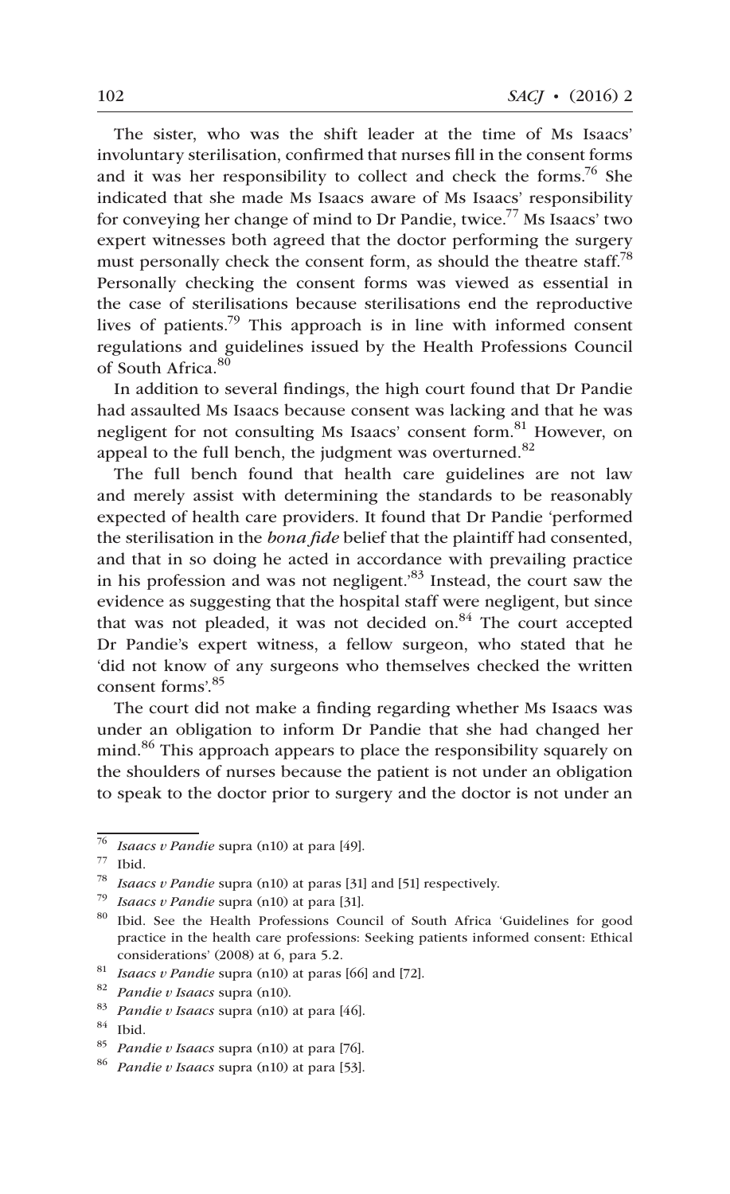The sister, who was the shift leader at the time of Ms Isaacs' involuntary sterilisation, confirmed that nurses fill in the consent forms and it was her responsibility to collect and check the forms.[76] She indicated that she made Ms Isaacs aware of Ms Isaacs' responsibility for conveying her change of mind to Dr Pandie, twice.[77] Ms Isaacs' two expert witnesses both agreed that the doctor performing the surgery must personally check the consent form, as should the theatre staff.[78] Personally checking the consent forms was viewed as essential in the case of sterilisations because sterilisations end the reproductive lives of patients.[79] This approach is in line with informed consent regulations and guidelines issued by the Health Professions Council of South Africa.[80]

In addition to several findings, the high court found that Dr Pandie had assaulted Ms Isaacs because consent was lacking and that he was negligent for not consulting Ms Isaacs' consent form.[81] However, on appeal to the full bench, the judgment was overturned.[82]

The full bench found that health care guidelines are not law and merely assist with determining the standards to be reasonably expected of health care providers. It found that Dr Pandie 'performed the sterilisation in the *bona fide* belief that the plaintiff had consented, and that in so doing he acted in accordance with prevailing practice in his profession and was not negligent.'[83] Instead, the court saw the evidence as suggesting that the hospital staff were negligent, but since that was not pleaded, it was not decided on.[84] The court accepted Dr Pandie's expert witness, a fellow surgeon, who stated that he 'did not know of any surgeons who themselves checked the written consent forms'.[85]

The court did not make a finding regarding whether Ms Isaacs was under an obligation to inform Dr Pandie that she had changed her mind.[86] This approach appears to place the responsibility squarely on the shoulders of nurses because the patient is not under an obligation to speak to the doctor prior to surgery and the doctor is not under an

---

[76] *Isaacs v Pandie* supra (n10) at para [49].

[77] Ibid.

[78] *Isaacs v Pandie* supra (n10) at paras [31] and [51] respectively.

[79] *Isaacs v Pandie* supra (n10) at para [31].

[80] Ibid. See the Health Professions Council of South Africa 'Guidelines for good practice in the health care professions: Seeking patients informed consent: Ethical considerations' (2008) at 6, para 5.2.

[81] *Isaacs v Pandie* supra (n10) at paras [66] and [72].

[82] *Pandie v Isaacs* supra (n10).

[83] *Pandie v Isaacs* supra (n10) at para [46].

[84] Ibid.

[85] *Pandie v Isaacs* supra (n10) at para [76].

[86] *Pandie v Isaacs* supra (n10) at para [53].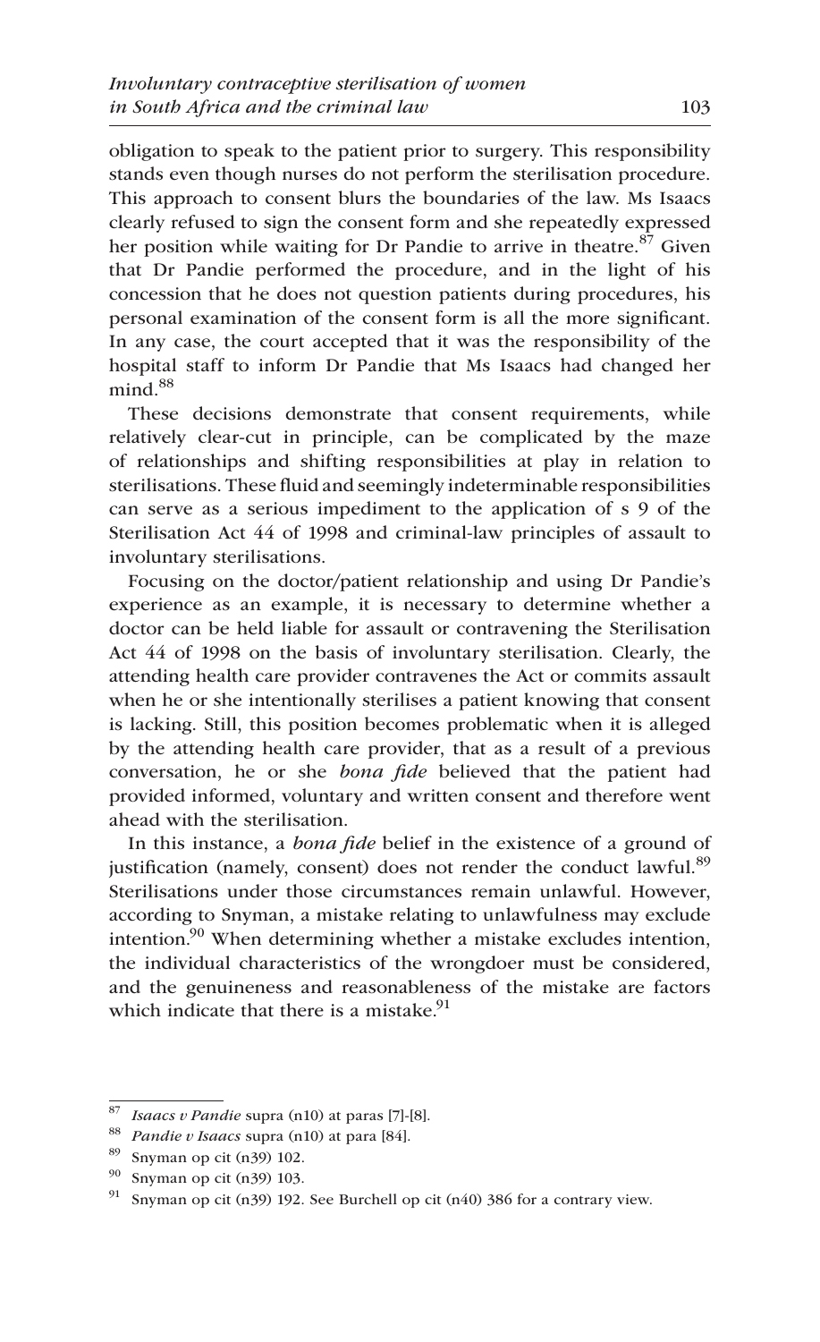obligation to speak to the patient prior to surgery. This responsibility stands even though nurses do not perform the sterilisation procedure. This approach to consent blurs the boundaries of the law. Ms Isaacs clearly refused to sign the consent form and she repeatedly expressed her position while waiting for Dr Pandie to arrive in theatre.[87] Given that Dr Pandie performed the procedure, and in the light of his concession that he does not question patients during procedures, his personal examination of the consent form is all the more significant. In any case, the court accepted that it was the responsibility of the hospital staff to inform Dr Pandie that Ms Isaacs had changed her mind.[88]

These decisions demonstrate that consent requirements, while relatively clear-cut in principle, can be complicated by the maze of relationships and shifting responsibilities at play in relation to sterilisations. These fluid and seemingly indeterminable responsibilities can serve as a serious impediment to the application of s 9 of the Sterilisation Act 44 of 1998 and criminal-law principles of assault to involuntary sterilisations.

Focusing on the doctor/patient relationship and using Dr Pandie's experience as an example, it is necessary to determine whether a doctor can be held liable for assault or contravening the Sterilisation Act 44 of 1998 on the basis of involuntary sterilisation. Clearly, the attending health care provider contravenes the Act or commits assault when he or she intentionally sterilises a patient knowing that consent is lacking. Still, this position becomes problematic when it is alleged by the attending health care provider, that as a result of a previous conversation, he or she *bona fide* believed that the patient had provided informed, voluntary and written consent and therefore went ahead with the sterilisation.

In this instance, a *bona fide* belief in the existence of a ground of justification (namely, consent) does not render the conduct lawful.[89] Sterilisations under those circumstances remain unlawful. However, according to Snyman, a mistake relating to unlawfulness may exclude intention.[90] When determining whether a mistake excludes intention, the individual characteristics of the wrongdoer must be considered, and the genuineness and reasonableness of the mistake are factors which indicate that there is a mistake.[91]

---

[87] *Isaacs v Pandie* supra (n10) at paras [7]-[8].

[88] *Pandie v Isaacs* supra (n10) at para [84].

[89] Snyman op cit (n39) 102.

[90] Snyman op cit (n39) 103.

[91] Snyman op cit (n39) 192. See Burchell op cit (n40) 386 for a contrary view.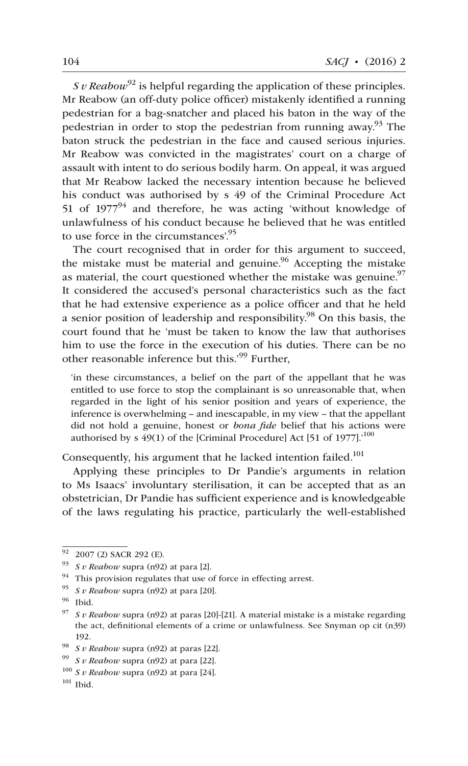*S v Reabow*[92] is helpful regarding the application of these principles. Mr Reabow (an off-duty police officer) mistakenly identified a running pedestrian for a bag-snatcher and placed his baton in the way of the pedestrian in order to stop the pedestrian from running away.[93] The baton struck the pedestrian in the face and caused serious injuries. Mr Reabow was convicted in the magistrates' court on a charge of assault with intent to do serious bodily harm. On appeal, it was argued that Mr Reabow lacked the necessary intention because he believed his conduct was authorised by s 49 of the Criminal Procedure Act 51 of 1977[94] and therefore, he was acting 'without knowledge of unlawfulness of his conduct because he believed that he was entitled to use force in the circumstances'.[95]

The court recognised that in order for this argument to succeed, the mistake must be material and genuine.[96] Accepting the mistake as material, the court questioned whether the mistake was genuine.[97] It considered the accused's personal characteristics such as the fact that he had extensive experience as a police officer and that he held a senior position of leadership and responsibility.[98] On this basis, the court found that he 'must be taken to know the law that authorises him to use the force in the execution of his duties. There can be no other reasonable inference but this.'[99] Further,

> 'in these circumstances, a belief on the part of the appellant that he was entitled to use force to stop the complainant is so unreasonable that, when regarded in the light of his senior position and years of experience, the inference is overwhelming – and inescapable, in my view – that the appellant did not hold a genuine, honest or *bona fide* belief that his actions were authorised by s 49(1) of the [Criminal Procedure] Act [51 of 1977].'[100]

Consequently, his argument that he lacked intention failed.[101]

Applying these principles to Dr Pandie's arguments in relation to Ms Isaacs' involuntary sterilisation, it can be accepted that as an obstetrician, Dr Pandie has sufficient experience and is knowledgeable of the laws regulating his practice, particularly the well-established

---

92 2007 (2) SACR 292 (E).

93 *S v Reabow* supra (n92) at para [2].

94 This provision regulates that use of force in effecting arrest.

95 *S v Reabow* supra (n92) at para [20].

96 Ibid.

97 *S v Reabow* supra (n92) at paras [20]-[21]. A material mistake is a mistake regarding the act, definitional elements of a crime or unlawfulness. See Snyman op cit (n39) 192.

98 *S v Reabow* supra (n92) at paras [22].

99 *S v Reabow* supra (n92) at para [22].

100 *S v Reabow* supra (n92) at para [24].

101 Ibid.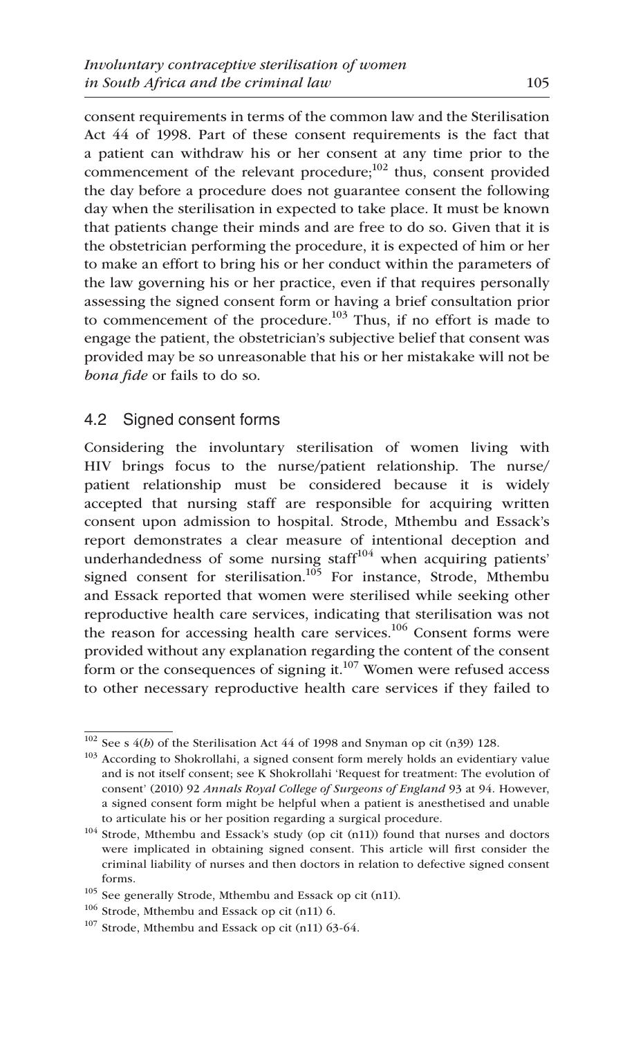consent requirements in terms of the common law and the Sterilisation Act 44 of 1998. Part of these consent requirements is the fact that a patient can withdraw his or her consent at any time prior to the commencement of the relevant procedure;[102] thus, consent provided the day before a procedure does not guarantee consent the following day when the sterilisation in expected to take place. It must be known that patients change their minds and are free to do so. Given that it is the obstetrician performing the procedure, it is expected of him or her to make an effort to bring his or her conduct within the parameters of the law governing his or her practice, even if that requires personally assessing the signed consent form or having a brief consultation prior to commencement of the procedure.[103] Thus, if no effort is made to engage the patient, the obstetrician's subjective belief that consent was provided may be so unreasonable that his or her mistakake will not be *bona fide* or fails to do so.

### 4.2 Signed consent forms

Considering the involuntary sterilisation of women living with HIV brings focus to the nurse/patient relationship. The nurse/patient relationship must be considered because it is widely accepted that nursing staff are responsible for acquiring written consent upon admission to hospital. Strode, Mthembu and Essack's report demonstrates a clear measure of intentional deception and underhandedness of some nursing staff[104] when acquiring patients' signed consent for sterilisation.[105] For instance, Strode, Mthembu and Essack reported that women were sterilised while seeking other reproductive health care services, indicating that sterilisation was not the reason for accessing health care services.[106] Consent forms were provided without any explanation regarding the content of the consent form or the consequences of signing it.[107] Women were refused access to other necessary reproductive health care services if they failed to

---

[102] See s 4(*b*) of the Sterilisation Act 44 of 1998 and Snyman op cit (n39) 128.

[103] According to Shokrollahi, a signed consent form merely holds an evidentiary value and is not itself consent; see K Shokrollahi 'Request for treatment: The evolution of consent' (2010) 92 *Annals Royal College of Surgeons of England* 93 at 94. However, a signed consent form might be helpful when a patient is anesthetised and unable to articulate his or her position regarding a surgical procedure.

[104] Strode, Mthembu and Essack's study (op cit (n11)) found that nurses and doctors were implicated in obtaining signed consent. This article will first consider the criminal liability of nurses and then doctors in relation to defective signed consent forms.

[105] See generally Strode, Mthembu and Essack op cit (n11).

[106] Strode, Mthembu and Essack op cit (n11) 6.

[107] Strode, Mthembu and Essack op cit (n11) 63-64.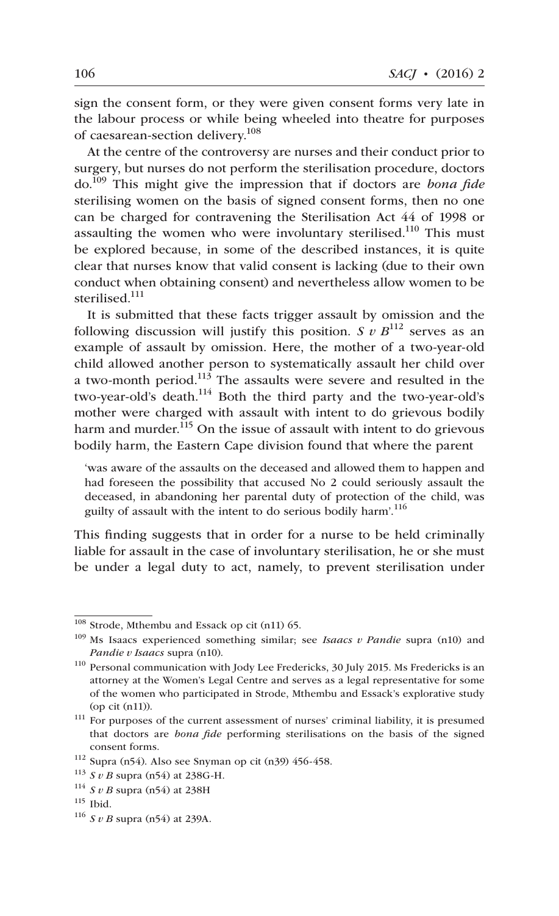sign the consent form, or they were given consent forms very late in the labour process or while being wheeled into theatre for purposes of caesarean-section delivery.[108]

At the centre of the controversy are nurses and their conduct prior to surgery, but nurses do not perform the sterilisation procedure, doctors do.[109] This might give the impression that if doctors are *bona fide* sterilising women on the basis of signed consent forms, then no one can be charged for contravening the Sterilisation Act 44 of 1998 or assaulting the women who were involuntary sterilised.[110] This must be explored because, in some of the described instances, it is quite clear that nurses know that valid consent is lacking (due to their own conduct when obtaining consent) and nevertheless allow women to be sterilised.[111]

It is submitted that these facts trigger assault by omission and the following discussion will justify this position. *S v B*[112] serves as an example of assault by omission. Here, the mother of a two-year-old child allowed another person to systematically assault her child over a two-month period.[113] The assaults were severe and resulted in the two-year-old's death.[114] Both the third party and the two-year-old's mother were charged with assault with intent to do grievous bodily harm and murder.[115] On the issue of assault with intent to do grievous bodily harm, the Eastern Cape division found that where the parent

> 'was aware of the assaults on the deceased and allowed them to happen and had foreseen the possibility that accused No 2 could seriously assault the deceased, in abandoning her parental duty of protection of the child, was guilty of assault with the intent to do serious bodily harm'.[116]

This finding suggests that in order for a nurse to be held criminally liable for assault in the case of involuntary sterilisation, he or she must be under a legal duty to act, namely, to prevent sterilisation under

---

[108] Strode, Mthembu and Essack op cit (n11) 65.

[109] Ms Isaacs experienced something similar; see *Isaacs v Pandie* supra (n10) and *Pandie v Isaacs* supra (n10).

[110] Personal communication with Jody Lee Fredericks, 30 July 2015. Ms Fredericks is an attorney at the Women's Legal Centre and serves as a legal representative for some of the women who participated in Strode, Mthembu and Essack's explorative study (op cit (n11)).

[111] For purposes of the current assessment of nurses' criminal liability, it is presumed that doctors are *bona fide* performing sterilisations on the basis of the signed consent forms.

[112] Supra (n54). Also see Snyman op cit (n39) 456-458.

[113] *S v B* supra (n54) at 238G-H.

[114] *S v B* supra (n54) at 238H

[115] Ibid.

[116] *S v B* supra (n54) at 239A.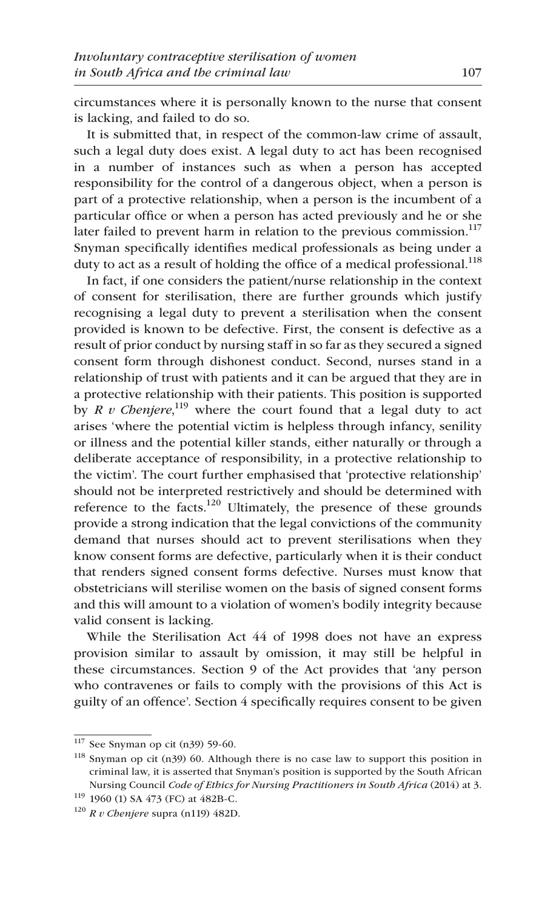circumstances where it is personally known to the nurse that consent is lacking, and failed to do so.

It is submitted that, in respect of the common-law crime of assault, such a legal duty does exist. A legal duty to act has been recognised in a number of instances such as when a person has accepted responsibility for the control of a dangerous object, when a person is part of a protective relationship, when a person is the incumbent of a particular office or when a person has acted previously and he or she later failed to prevent harm in relation to the previous commission.[117] Snyman specifically identifies medical professionals as being under a duty to act as a result of holding the office of a medical professional.[118]

In fact, if one considers the patient/nurse relationship in the context of consent for sterilisation, there are further grounds which justify recognising a legal duty to prevent a sterilisation when the consent provided is known to be defective. First, the consent is defective as a result of prior conduct by nursing staff in so far as they secured a signed consent form through dishonest conduct. Second, nurses stand in a relationship of trust with patients and it can be argued that they are in a protective relationship with their patients. This position is supported by *R v Chenjere*,[119] where the court found that a legal duty to act arises 'where the potential victim is helpless through infancy, senility or illness and the potential killer stands, either naturally or through a deliberate acceptance of responsibility, in a protective relationship to the victim'. The court further emphasised that 'protective relationship' should not be interpreted restrictively and should be determined with reference to the facts.[120] Ultimately, the presence of these grounds provide a strong indication that the legal convictions of the community demand that nurses should act to prevent sterilisations when they know consent forms are defective, particularly when it is their conduct that renders signed consent forms defective. Nurses must know that obstetricians will sterilise women on the basis of signed consent forms and this will amount to a violation of women's bodily integrity because valid consent is lacking.

While the Sterilisation Act 44 of 1998 does not have an express provision similar to assault by omission, it may still be helpful in these circumstances. Section 9 of the Act provides that 'any person who contravenes or fails to comply with the provisions of this Act is guilty of an offence'. Section 4 specifically requires consent to be given

---

[117] See Snyman op cit (n39) 59-60.

[118] Snyman op cit (n39) 60. Although there is no case law to support this position in criminal law, it is asserted that Snyman's position is supported by the South African Nursing Council *Code of Ethics for Nursing Practitioners in South Africa* (2014) at 3.

[119] 1960 (1) SA 473 (FC) at 482B-C.

[120] *R v Chenjere* supra (n119) 482D.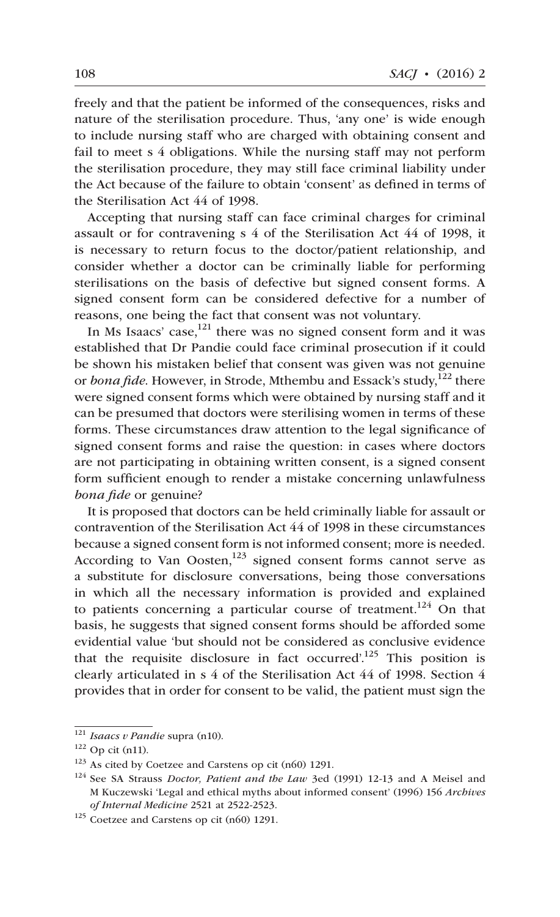freely and that the patient be informed of the consequences, risks and nature of the sterilisation procedure. Thus, 'any one' is wide enough to include nursing staff who are charged with obtaining consent and fail to meet s 4 obligations. While the nursing staff may not perform the sterilisation procedure, they may still face criminal liability under the Act because of the failure to obtain 'consent' as defined in terms of the Sterilisation Act 44 of 1998.

Accepting that nursing staff can face criminal charges for criminal assault or for contravening s 4 of the Sterilisation Act 44 of 1998, it is necessary to return focus to the doctor/patient relationship, and consider whether a doctor can be criminally liable for performing sterilisations on the basis of defective but signed consent forms. A signed consent form can be considered defective for a number of reasons, one being the fact that consent was not voluntary.

In Ms Isaacs' case,[121] there was no signed consent form and it was established that Dr Pandie could face criminal prosecution if it could be shown his mistaken belief that consent was given was not genuine or *bona fide*. However, in Strode, Mthembu and Essack's study,[122] there were signed consent forms which were obtained by nursing staff and it can be presumed that doctors were sterilising women in terms of these forms. These circumstances draw attention to the legal significance of signed consent forms and raise the question: in cases where doctors are not participating in obtaining written consent, is a signed consent form sufficient enough to render a mistake concerning unlawfulness *bona fide* or genuine?

It is proposed that doctors can be held criminally liable for assault or contravention of the Sterilisation Act 44 of 1998 in these circumstances because a signed consent form is not informed consent; more is needed. According to Van Oosten,[123] signed consent forms cannot serve as a substitute for disclosure conversations, being those conversations in which all the necessary information is provided and explained to patients concerning a particular course of treatment.[124] On that basis, he suggests that signed consent forms should be afforded some evidential value 'but should not be considered as conclusive evidence that the requisite disclosure in fact occurred'.[125] This position is clearly articulated in s 4 of the Sterilisation Act 44 of 1998. Section 4 provides that in order for consent to be valid, the patient must sign the

---

[121] *Isaacs v Pandie* supra (n10).

[122] Op cit (n11).

[123] As cited by Coetzee and Carstens op cit (n60) 1291.

[124] See SA Strauss *Doctor, Patient and the Law* 3ed (1991) 12-13 and A Meisel and M Kuczewski 'Legal and ethical myths about informed consent' (1996) 156 *Archives of Internal Medicine* 2521 at 2522-2523.

[125] Coetzee and Carstens op cit (n60) 1291.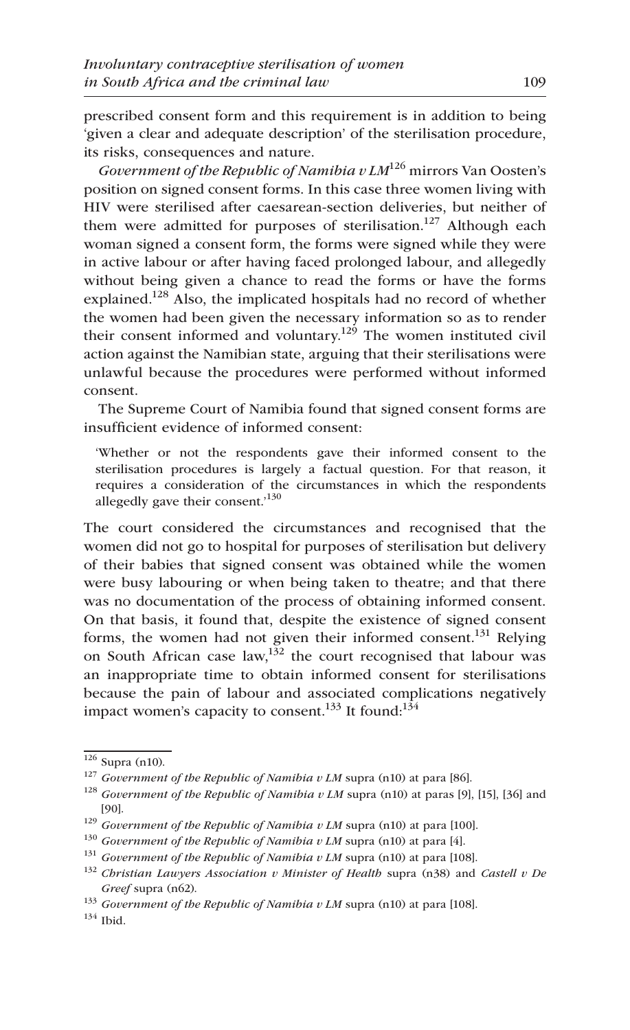prescribed consent form and this requirement is in addition to being 'given a clear and adequate description' of the sterilisation procedure, its risks, consequences and nature.

*Government of the Republic of Namibia v LM*[126] mirrors Van Oosten's position on signed consent forms. In this case three women living with HIV were sterilised after caesarean-section deliveries, but neither of them were admitted for purposes of sterilisation.[127] Although each woman signed a consent form, the forms were signed while they were in active labour or after having faced prolonged labour, and allegedly without being given a chance to read the forms or have the forms explained.[128] Also, the implicated hospitals had no record of whether the women had been given the necessary information so as to render their consent informed and voluntary.[129] The women instituted civil action against the Namibian state, arguing that their sterilisations were unlawful because the procedures were performed without informed consent.

The Supreme Court of Namibia found that signed consent forms are insufficient evidence of informed consent:

> 'Whether or not the respondents gave their informed consent to the sterilisation procedures is largely a factual question. For that reason, it requires a consideration of the circumstances in which the respondents allegedly gave their consent.'[130]

The court considered the circumstances and recognised that the women did not go to hospital for purposes of sterilisation but delivery of their babies that signed consent was obtained while the women were busy labouring or when being taken to theatre; and that there was no documentation of the process of obtaining informed consent. On that basis, it found that, despite the existence of signed consent forms, the women had not given their informed consent.[131] Relying on South African case law,[132] the court recognised that labour was an inappropriate time to obtain informed consent for sterilisations because the pain of labour and associated complications negatively impact women's capacity to consent.[133] It found:[134]

---

[126] Supra (n10).

[127] *Government of the Republic of Namibia v LM* supra (n10) at para [86].

[128] *Government of the Republic of Namibia v LM* supra (n10) at paras [9], [15], [36] and [90].

[129] *Government of the Republic of Namibia v LM* supra (n10) at para [100].

[130] *Government of the Republic of Namibia v LM* supra (n10) at para [4].

[131] *Government of the Republic of Namibia v LM* supra (n10) at para [108].

[132] *Christian Lawyers Association v Minister of Health* supra (n38) and *Castell v De Greef* supra (n62).

[133] *Government of the Republic of Namibia v LM* supra (n10) at para [108].

[134] Ibid.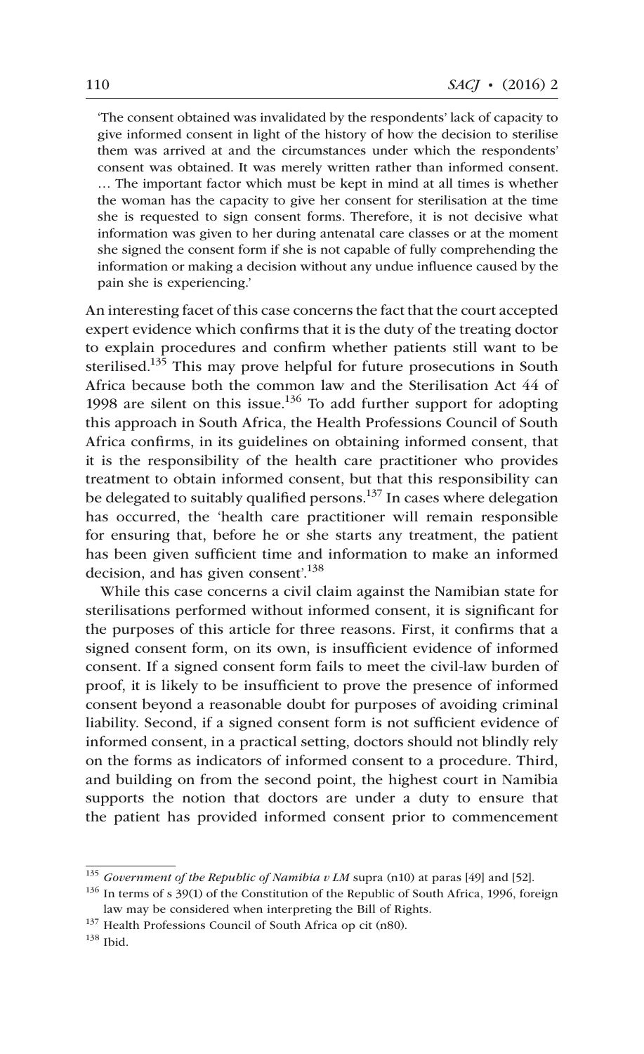> 'The consent obtained was invalidated by the respondents' lack of capacity to give informed consent in light of the history of how the decision to sterilise them was arrived at and the circumstances under which the respondents' consent was obtained. It was merely written rather than informed consent. … The important factor which must be kept in mind at all times is whether the woman has the capacity to give her consent for sterilisation at the time she is requested to sign consent forms. Therefore, it is not decisive what information was given to her during antenatal care classes or at the moment she signed the consent form if she is not capable of fully comprehending the information or making a decision without any undue influence caused by the pain she is experiencing.'

An interesting facet of this case concerns the fact that the court accepted expert evidence which confirms that it is the duty of the treating doctor to explain procedures and confirm whether patients still want to be sterilised.[135] This may prove helpful for future prosecutions in South Africa because both the common law and the Sterilisation Act 44 of 1998 are silent on this issue.[136] To add further support for adopting this approach in South Africa, the Health Professions Council of South Africa confirms, in its guidelines on obtaining informed consent, that it is the responsibility of the health care practitioner who provides treatment to obtain informed consent, but that this responsibility can be delegated to suitably qualified persons.[137] In cases where delegation has occurred, the 'health care practitioner will remain responsible for ensuring that, before he or she starts any treatment, the patient has been given sufficient time and information to make an informed decision, and has given consent'.[138]

While this case concerns a civil claim against the Namibian state for sterilisations performed without informed consent, it is significant for the purposes of this article for three reasons. First, it confirms that a signed consent form, on its own, is insufficient evidence of informed consent. If a signed consent form fails to meet the civil-law burden of proof, it is likely to be insufficient to prove the presence of informed consent beyond a reasonable doubt for purposes of avoiding criminal liability. Second, if a signed consent form is not sufficient evidence of informed consent, in a practical setting, doctors should not blindly rely on the forms as indicators of informed consent to a procedure. Third, and building on from the second point, the highest court in Namibia supports the notion that doctors are under a duty to ensure that the patient has provided informed consent prior to commencement

---

[135] *Government of the Republic of Namibia v LM* supra (n10) at paras [49] and [52].

[136] In terms of s 39(1) of the Constitution of the Republic of South Africa, 1996, foreign law may be considered when interpreting the Bill of Rights.

[137] Health Professions Council of South Africa op cit (n80).

[138] Ibid.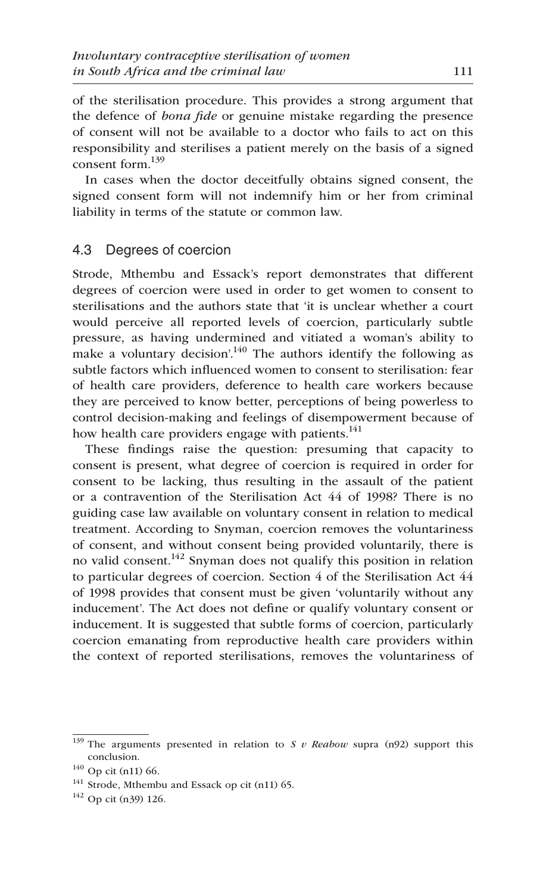of the sterilisation procedure. This provides a strong argument that the defence of *bona fide* or genuine mistake regarding the presence of consent will not be available to a doctor who fails to act on this responsibility and sterilises a patient merely on the basis of a signed consent form.[139]

In cases when the doctor deceitfully obtains signed consent, the signed consent form will not indemnify him or her from criminal liability in terms of the statute or common law.

## 4.3 Degrees of coercion

Strode, Mthembu and Essack's report demonstrates that different degrees of coercion were used in order to get women to consent to sterilisations and the authors state that 'it is unclear whether a court would perceive all reported levels of coercion, particularly subtle pressure, as having undermined and vitiated a woman's ability to make a voluntary decision'.[140] The authors identify the following as subtle factors which influenced women to consent to sterilisation: fear of health care providers, deference to health care workers because they are perceived to know better, perceptions of being powerless to control decision-making and feelings of disempowerment because of how health care providers engage with patients.[141]

These findings raise the question: presuming that capacity to consent is present, what degree of coercion is required in order for consent to be lacking, thus resulting in the assault of the patient or a contravention of the Sterilisation Act 44 of 1998? There is no guiding case law available on voluntary consent in relation to medical treatment. According to Snyman, coercion removes the voluntariness of consent, and without consent being provided voluntarily, there is no valid consent.[142] Snyman does not qualify this position in relation to particular degrees of coercion. Section 4 of the Sterilisation Act 44 of 1998 provides that consent must be given 'voluntarily without any inducement'. The Act does not define or qualify voluntary consent or inducement. It is suggested that subtle forms of coercion, particularly coercion emanating from reproductive health care providers within the context of reported sterilisations, removes the voluntariness of

---

[139] The arguments presented in relation to *S v Reabow* supra (n92) support this conclusion.

[140] Op cit (n11) 66.

[141] Strode, Mthembu and Essack op cit (n11) 65.

[142] Op cit (n39) 126.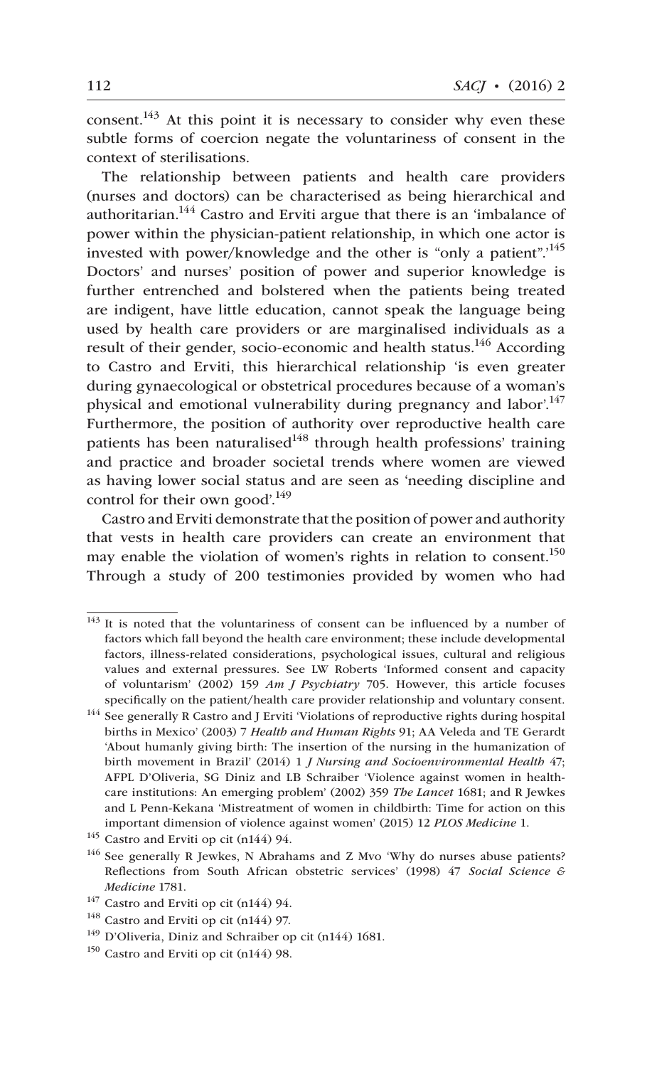consent.[143] At this point it is necessary to consider why even these subtle forms of coercion negate the voluntariness of consent in the context of sterilisations.

The relationship between patients and health care providers (nurses and doctors) can be characterised as being hierarchical and authoritarian.[144] Castro and Erviti argue that there is an 'imbalance of power within the physician-patient relationship, in which one actor is invested with power/knowledge and the other is "only a patient".'[145] Doctors' and nurses' position of power and superior knowledge is further entrenched and bolstered when the patients being treated are indigent, have little education, cannot speak the language being used by health care providers or are marginalised individuals as a result of their gender, socio-economic and health status.[146] According to Castro and Erviti, this hierarchical relationship 'is even greater during gynaecological or obstetrical procedures because of a woman's physical and emotional vulnerability during pregnancy and labor'.[147] Furthermore, the position of authority over reproductive health care patients has been naturalised[148] through health professions' training and practice and broader societal trends where women are viewed as having lower social status and are seen as 'needing discipline and control for their own good'.[149]

Castro and Erviti demonstrate that the position of power and authority that vests in health care providers can create an environment that may enable the violation of women's rights in relation to consent.[150] Through a study of 200 testimonies provided by women who had

---

[143] It is noted that the voluntariness of consent can be influenced by a number of factors which fall beyond the health care environment; these include developmental factors, illness-related considerations, psychological issues, cultural and religious values and external pressures. See LW Roberts 'Informed consent and capacity of voluntarism' (2002) 159 *Am J Psychiatry* 705. However, this article focuses specifically on the patient/health care provider relationship and voluntary consent.

[144] See generally R Castro and J Erviti 'Violations of reproductive rights during hospital births in Mexico' (2003) 7 *Health and Human Rights* 91; AA Veleda and TE Gerardt 'About humanly giving birth: The insertion of the nursing in the humanization of birth movement in Brazil' (2014) 1 *J Nursing and Socioenvironmental Health* 47; AFPL D'Oliveria, SG Diniz and LB Schraiber 'Violence against women in health-care institutions: An emerging problem' (2002) 359 *The Lancet* 1681; and R Jewkes and L Penn-Kekana 'Mistreatment of women in childbirth: Time for action on this important dimension of violence against women' (2015) 12 *PLOS Medicine* 1.

[145] Castro and Erviti op cit (n144) 94.

[146] See generally R Jewkes, N Abrahams and Z Mvo 'Why do nurses abuse patients? Reflections from South African obstetric services' (1998) 47 *Social Science & Medicine* 1781.

[147] Castro and Erviti op cit (n144) 94.

[148] Castro and Erviti op cit (n144) 97.

[149] D'Oliveria, Diniz and Schraiber op cit (n144) 1681.

[150] Castro and Erviti op cit (n144) 98.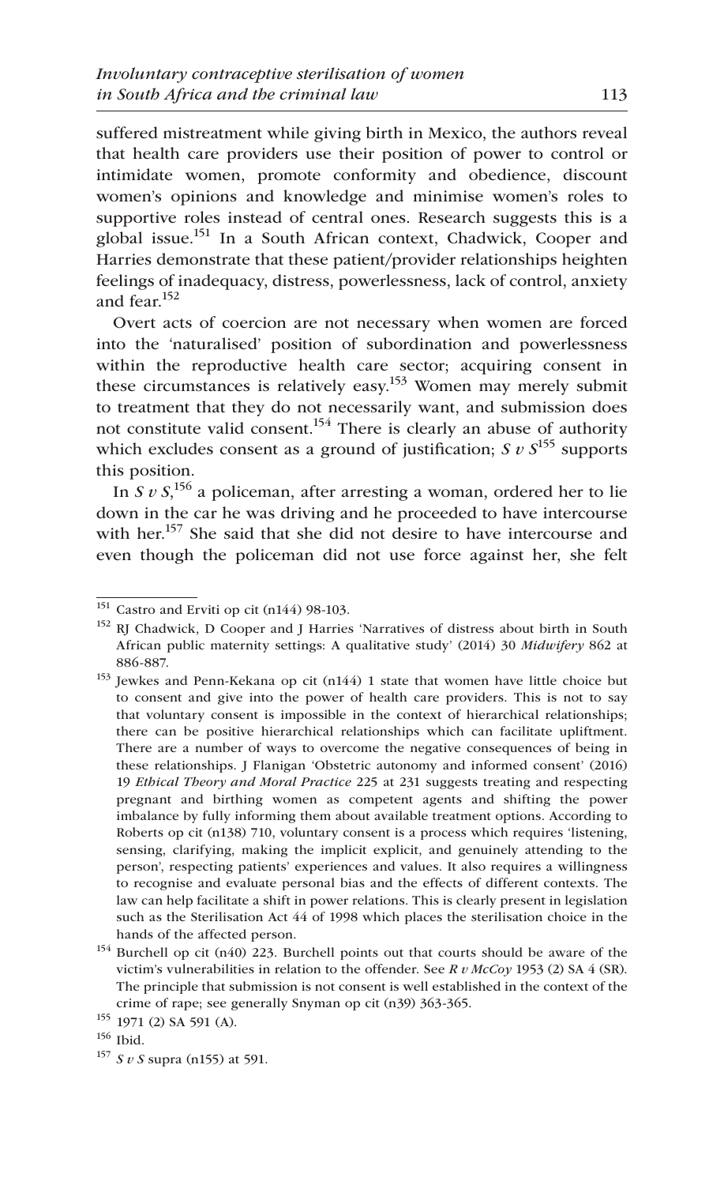suffered mistreatment while giving birth in Mexico, the authors reveal that health care providers use their position of power to control or intimidate women, promote conformity and obedience, discount women's opinions and knowledge and minimise women's roles to supportive roles instead of central ones. Research suggests this is a global issue.[151] In a South African context, Chadwick, Cooper and Harries demonstrate that these patient/provider relationships heighten feelings of inadequacy, distress, powerlessness, lack of control, anxiety and fear.[152]

Overt acts of coercion are not necessary when women are forced into the 'naturalised' position of subordination and powerlessness within the reproductive health care sector; acquiring consent in these circumstances is relatively easy.[153] Women may merely submit to treatment that they do not necessarily want, and submission does not constitute valid consent.[154] There is clearly an abuse of authority which excludes consent as a ground of justification; *S v S*[155] supports this position.

In *S v S*,[156] a policeman, after arresting a woman, ordered her to lie down in the car he was driving and he proceeded to have intercourse with her.[157] She said that she did not desire to have intercourse and even though the policeman did not use force against her, she felt

---

[151] Castro and Erviti op cit (n144) 98-103.

[152] RJ Chadwick, D Cooper and J Harries 'Narratives of distress about birth in South African public maternity settings: A qualitative study' (2014) 30 *Midwifery* 862 at 886-887.

[153] Jewkes and Penn-Kekana op cit (n144) 1 state that women have little choice but to consent and give into the power of health care providers. This is not to say that voluntary consent is impossible in the context of hierarchical relationships; there can be positive hierarchical relationships which can facilitate upliftment. There are a number of ways to overcome the negative consequences of being in these relationships. J Flanigan 'Obstetric autonomy and informed consent' (2016) 19 *Ethical Theory and Moral Practice* 225 at 231 suggests treating and respecting pregnant and birthing women as competent agents and shifting the power imbalance by fully informing them about available treatment options. According to Roberts op cit (n138) 710, voluntary consent is a process which requires 'listening, sensing, clarifying, making the implicit explicit, and genuinely attending to the person', respecting patients' experiences and values. It also requires a willingness to recognise and evaluate personal bias and the effects of different contexts. The law can help facilitate a shift in power relations. This is clearly present in legislation such as the Sterilisation Act 44 of 1998 which places the sterilisation choice in the hands of the affected person.

[154] Burchell op cit (n40) 223. Burchell points out that courts should be aware of the victim's vulnerabilities in relation to the offender. See *R v McCoy* 1953 (2) SA 4 (SR). The principle that submission is not consent is well established in the context of the crime of rape; see generally Snyman op cit (n39) 363-365.

[155] 1971 (2) SA 591 (A).

[156] Ibid.

[157] *S v S* supra (n155) at 591.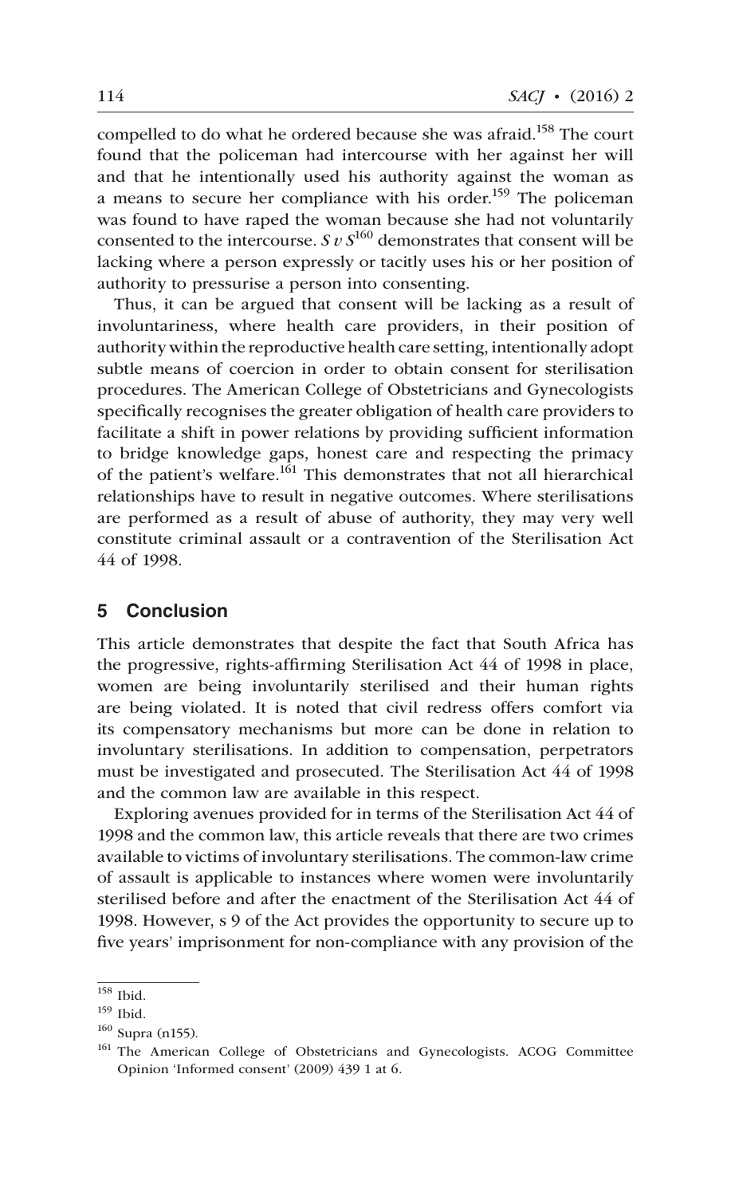compelled to do what he ordered because she was afraid.[158] The court found that the policeman had intercourse with her against her will and that he intentionally used his authority against the woman as a means to secure her compliance with his order.[159] The policeman was found to have raped the woman because she had not voluntarily consented to the intercourse. *S v S*[160] demonstrates that consent will be lacking where a person expressly or tacitly uses his or her position of authority to pressurise a person into consenting.

Thus, it can be argued that consent will be lacking as a result of involuntariness, where health care providers, in their position of authority within the reproductive health care setting, intentionally adopt subtle means of coercion in order to obtain consent for sterilisation procedures. The American College of Obstetricians and Gynecologists specifically recognises the greater obligation of health care providers to facilitate a shift in power relations by providing sufficient information to bridge knowledge gaps, honest care and respecting the primacy of the patient's welfare.[161] This demonstrates that not all hierarchical relationships have to result in negative outcomes. Where sterilisations are performed as a result of abuse of authority, they may very well constitute criminal assault or a contravention of the Sterilisation Act 44 of 1998.

## 5 Conclusion

This article demonstrates that despite the fact that South Africa has the progressive, rights-affirming Sterilisation Act 44 of 1998 in place, women are being involuntarily sterilised and their human rights are being violated. It is noted that civil redress offers comfort via its compensatory mechanisms but more can be done in relation to involuntary sterilisations. In addition to compensation, perpetrators must be investigated and prosecuted. The Sterilisation Act 44 of 1998 and the common law are available in this respect.

Exploring avenues provided for in terms of the Sterilisation Act 44 of 1998 and the common law, this article reveals that there are two crimes available to victims of involuntary sterilisations. The common-law crime of assault is applicable to instances where women were involuntarily sterilised before and after the enactment of the Sterilisation Act 44 of 1998. However, s 9 of the Act provides the opportunity to secure up to five years' imprisonment for non-compliance with any provision of the

---

[158] Ibid.

[159] Ibid.

[160] Supra (n155).

[161] The American College of Obstetricians and Gynecologists. ACOG Committee Opinion 'Informed consent' (2009) 439 1 at 6.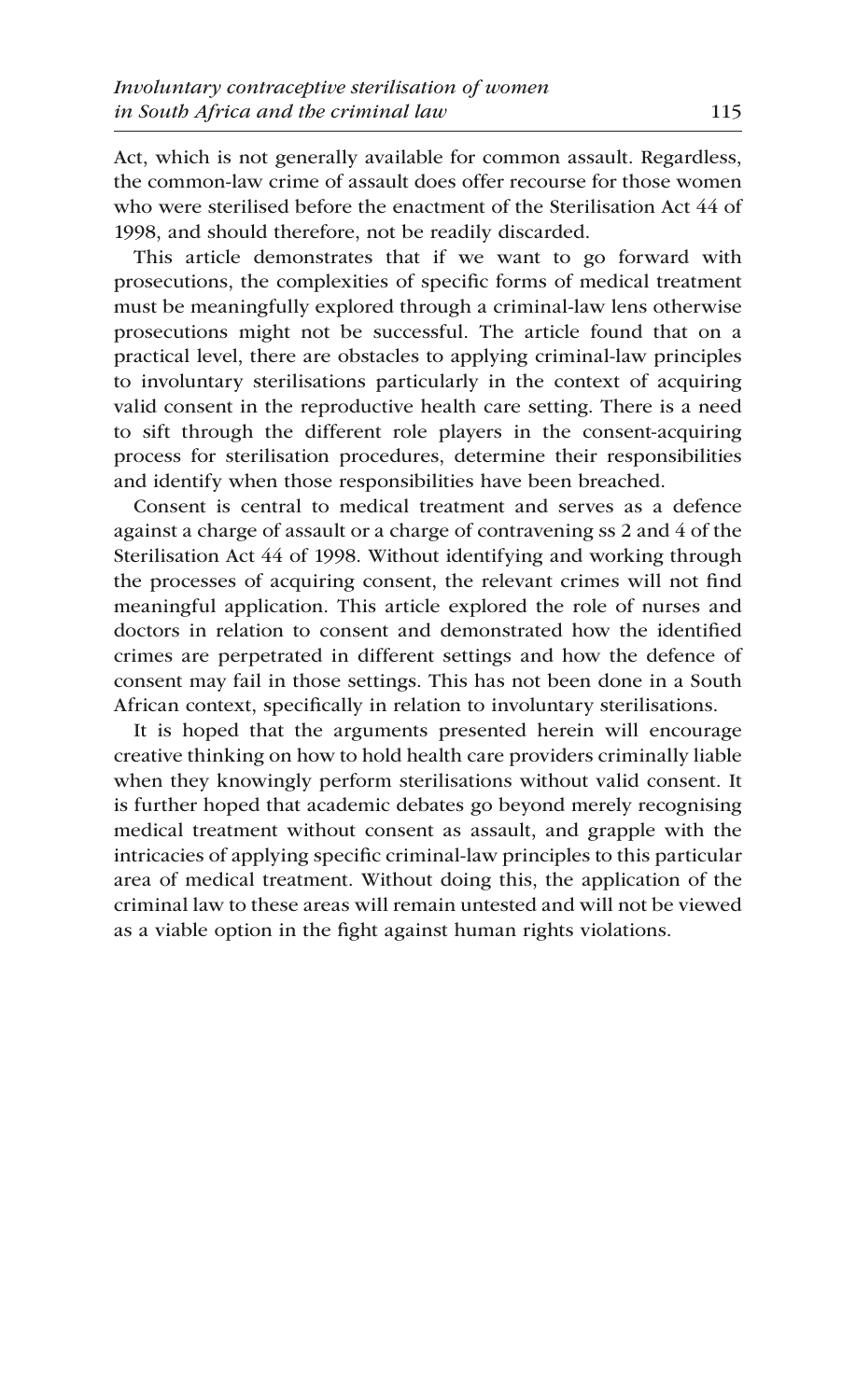Act, which is not generally available for common assault. Regardless, the common-law crime of assault does offer recourse for those women who were sterilised before the enactment of the Sterilisation Act 44 of 1998, and should therefore, not be readily discarded.

This article demonstrates that if we want to go forward with prosecutions, the complexities of specific forms of medical treatment must be meaningfully explored through a criminal-law lens otherwise prosecutions might not be successful. The article found that on a practical level, there are obstacles to applying criminal-law principles to involuntary sterilisations particularly in the context of acquiring valid consent in the reproductive health care setting. There is a need to sift through the different role players in the consent-acquiring process for sterilisation procedures, determine their responsibilities and identify when those responsibilities have been breached.

Consent is central to medical treatment and serves as a defence against a charge of assault or a charge of contravening ss 2 and 4 of the Sterilisation Act 44 of 1998. Without identifying and working through the processes of acquiring consent, the relevant crimes will not find meaningful application. This article explored the role of nurses and doctors in relation to consent and demonstrated how the identified crimes are perpetrated in different settings and how the defence of consent may fail in those settings. This has not been done in a South African context, specifically in relation to involuntary sterilisations.

It is hoped that the arguments presented herein will encourage creative thinking on how to hold health care providers criminally liable when they knowingly perform sterilisations without valid consent. It is further hoped that academic debates go beyond merely recognising medical treatment without consent as assault, and grapple with the intricacies of applying specific criminal-law principles to this particular area of medical treatment. Without doing this, the application of the criminal law to these areas will remain untested and will not be viewed as a viable option in the fight against human rights violations.